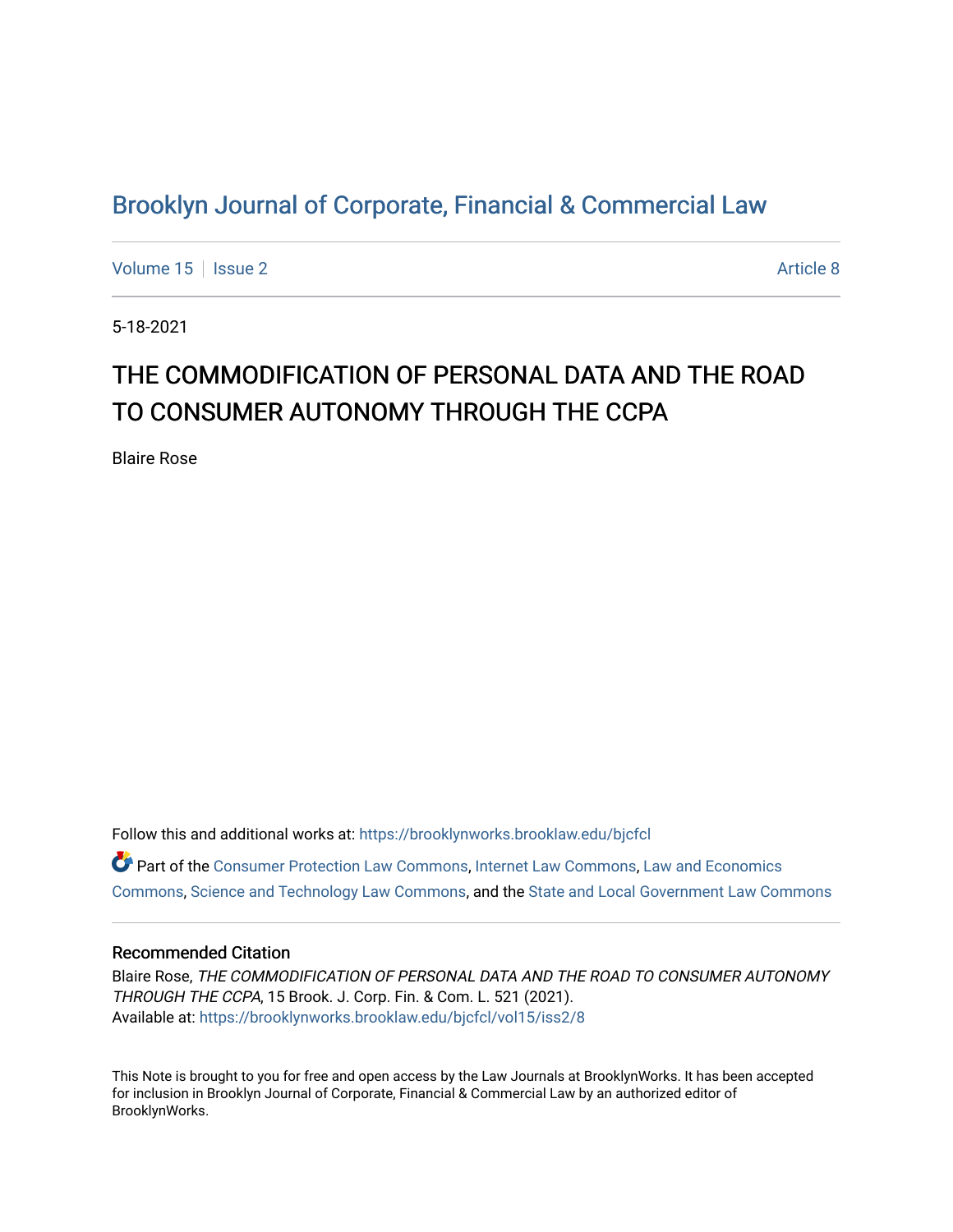# Brooklyn Journal of Corporate, Financial & Commercial Law

Volume 15 | Issue 2 | Article 8

5-18-2021

## THE COMMODIFICATION OF PERSONAL DATA AND THE ROAD TO CONSUMER AUTONOMY THROUGH THE CCPA

Blaire Rose

Follow this and additional works at: https://brooklynworks.brooklaw.edu/bjcfcl

Part of the Consumer Protection Law Commons, Internet Law Commons, Law and Economics Commons, Science and Technology Law Commons, and the State and Local Government Law Commons

### Recommended Citation

Blaire Rose, *THE COMMODIFICATION OF PERSONAL DATA AND THE ROAD TO CONSUMER AUTONOMY THROUGH THE CCPA*, 15 Brook. J. Corp. Fin. & Com. L. 521 (2021).
Available at: https://brooklynworks.brooklaw.edu/bjcfcl/vol15/iss2/8

This Note is brought to you for free and open access by the Law Journals at BrooklynWorks. It has been accepted for inclusion in Brooklyn Journal of Corporate, Financial & Commercial Law by an authorized editor of BrooklynWorks.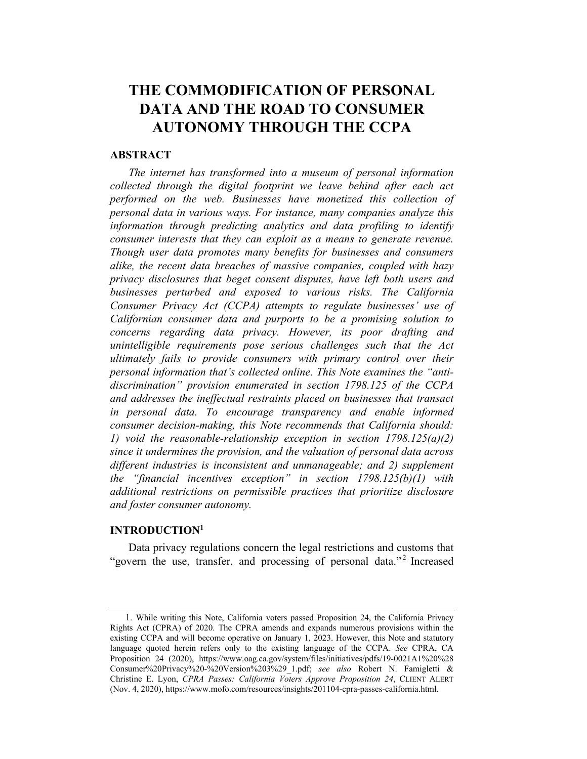# THE COMMODIFICATION OF PERSONAL DATA AND THE ROAD TO CONSUMER AUTONOMY THROUGH THE CCPA

## ABSTRACT

*The internet has transformed into a museum of personal information collected through the digital footprint we leave behind after each act performed on the web. Businesses have monetized this collection of personal data in various ways. For instance, many companies analyze this information through predicting analytics and data profiling to identify consumer interests that they can exploit as a means to generate revenue. Though user data promotes many benefits for businesses and consumers alike, the recent data breaches of massive companies, coupled with hazy privacy disclosures that beget consent disputes, have left both users and businesses perturbed and exposed to various risks. The California Consumer Privacy Act (CCPA) attempts to regulate businesses' use of Californian consumer data and purports to be a promising solution to concerns regarding data privacy. However, its poor drafting and unintelligible requirements pose serious challenges such that the Act ultimately fails to provide consumers with primary control over their personal information that's collected online. This Note examines the "anti-discrimination" provision enumerated in section 1798.125 of the CCPA and addresses the ineffectual restraints placed on businesses that transact in personal data. To encourage transparency and enable informed consumer decision-making, this Note recommends that California should: 1) void the reasonable-relationship exception in section 1798.125(a)(2) since it undermines the provision, and the valuation of personal data across different industries is inconsistent and unmanageable; and 2) supplement the "financial incentives exception" in section 1798.125(b)(1) with additional restrictions on permissible practices that prioritize disclosure and foster consumer autonomy.*

## INTRODUCTION[1]

Data privacy regulations concern the legal restrictions and customs that "govern the use, transfer, and processing of personal data."[2] Increased

---

1. While writing this Note, California voters passed Proposition 24, the California Privacy Rights Act (CPRA) of 2020. The CPRA amends and expands numerous provisions within the existing CCPA and will become operative on January 1, 2023. However, this Note and statutory language quoted herein refers only to the existing language of the CCPA. *See* CPRA, CA Proposition 24 (2020), https://www.oag.ca.gov/system/files/initiatives/pdfs/19-0021A1%20%28Consumer%20Privacy%20-%20Version%203%29_1.pdf; *see also* Robert N. Famigletti & Christine E. Lyon, *CPRA Passes: California Voters Approve Proposition 24*, CLIENT ALERT (Nov. 4, 2020), https://www.mofo.com/resources/insights/201104-cpra-passes-california.html.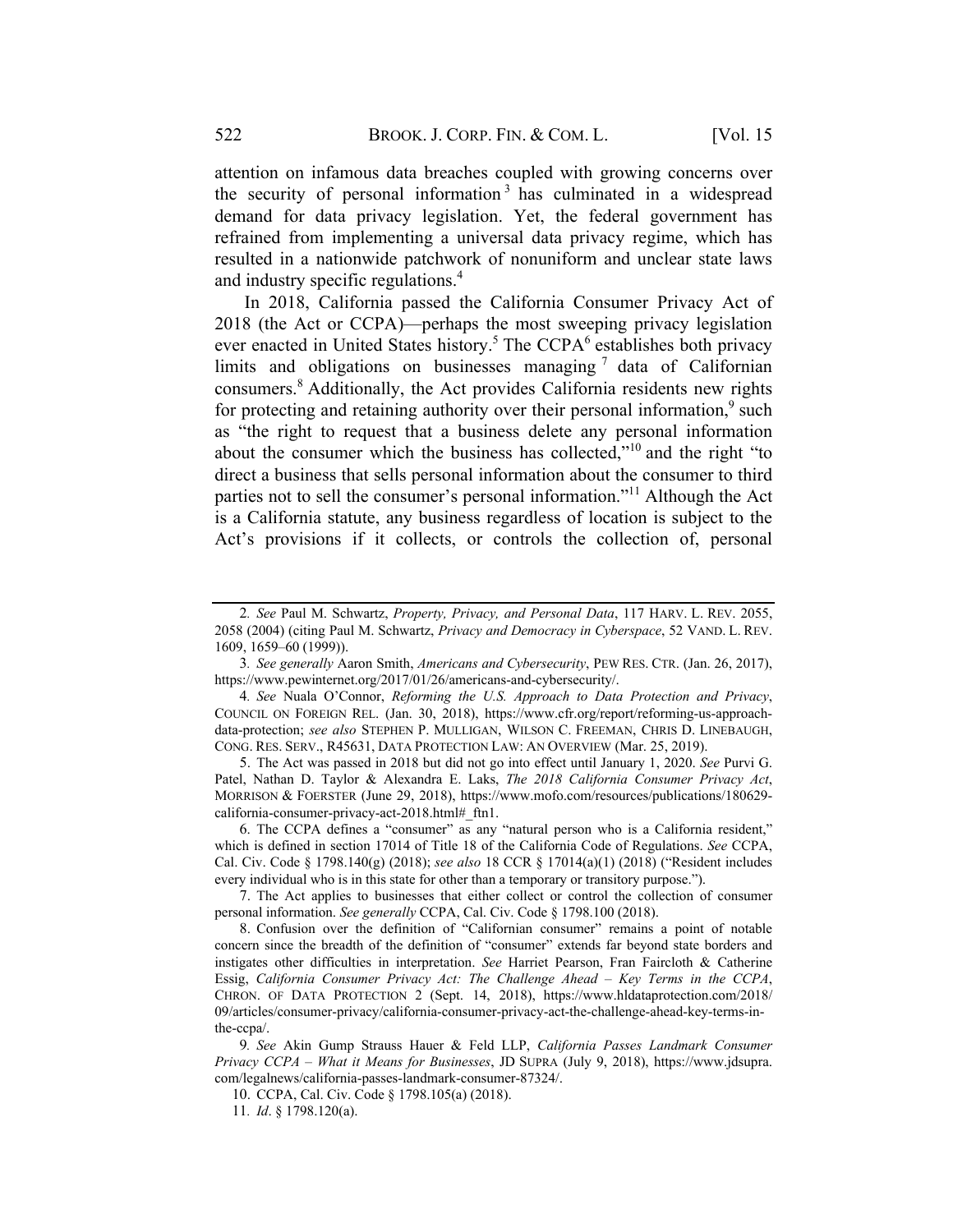attention on infamous data breaches coupled with growing concerns over the security of personal information[3] has culminated in a widespread demand for data privacy legislation. Yet, the federal government has refrained from implementing a universal data privacy regime, which has resulted in a nationwide patchwork of nonuniform and unclear state laws and industry specific regulations.[4]

In 2018, California passed the California Consumer Privacy Act of 2018 (the Act or CCPA)—perhaps the most sweeping privacy legislation ever enacted in United States history.[5] The CCPA[6] establishes both privacy limits and obligations on businesses managing[7] data of Californian consumers.[8] Additionally, the Act provides California residents new rights for protecting and retaining authority over their personal information,[9] such as "the right to request that a business delete any personal information about the consumer which the business has collected,"[10] and the right "to direct a business that sells personal information about the consumer to third parties not to sell the consumer's personal information."[11] Although the Act is a California statute, any business regardless of location is subject to the Act's provisions if it collects, or controls the collection of, personal

---

2. *See* Paul M. Schwartz, *Property, Privacy, and Personal Data*, 117 HARV. L. REV. 2055, 2058 (2004) (citing Paul M. Schwartz, *Privacy and Democracy in Cyberspace*, 52 VAND. L. REV. 1609, 1659–60 (1999)).

3. *See generally* Aaron Smith, *Americans and Cybersecurity*, PEW RES. CTR. (Jan. 26, 2017), https://www.pewinternet.org/2017/01/26/americans-and-cybersecurity/.

4. *See* Nuala O'Connor, *Reforming the U.S. Approach to Data Protection and Privacy*, COUNCIL ON FOREIGN REL. (Jan. 30, 2018), https://www.cfr.org/report/reforming-us-approach-data-protection; *see also* STEPHEN P. MULLIGAN, WILSON C. FREEMAN, CHRIS D. LINEBAUGH, CONG. RES. SERV., R45631, DATA PROTECTION LAW: AN OVERVIEW (Mar. 25, 2019).

5. The Act was passed in 2018 but did not go into effect until January 1, 2020. *See* Purvi G. Patel, Nathan D. Taylor & Alexandra E. Laks, *The 2018 California Consumer Privacy Act*, MORRISON & FOERSTER (June 29, 2018), https://www.mofo.com/resources/publications/180629-california-consumer-privacy-act-2018.html#_ftn1.

6. The CCPA defines a "consumer" as any "natural person who is a California resident," which is defined in section 17014 of Title 18 of the California Code of Regulations. *See* CCPA, Cal. Civ. Code § 1798.140(g) (2018); *see also* 18 CCR § 17014(a)(1) (2018) ("Resident includes every individual who is in this state for other than a temporary or transitory purpose.").

7. The Act applies to businesses that either collect or control the collection of consumer personal information. *See generally* CCPA, Cal. Civ. Code § 1798.100 (2018).

8. Confusion over the definition of "Californian consumer" remains a point of notable concern since the breadth of the definition of "consumer" extends far beyond state borders and instigates other difficulties in interpretation. *See* Harriet Pearson, Fran Faircloth & Catherine Essig, *California Consumer Privacy Act: The Challenge Ahead – Key Terms in the CCPA*, CHRON. OF DATA PROTECTION 2 (Sept. 14, 2018), https://www.hldataprotection.com/2018/09/articles/consumer-privacy/california-consumer-privacy-act-the-challenge-ahead-key-terms-in-the-ccpa/.

9. *See* Akin Gump Strauss Hauer & Feld LLP, *California Passes Landmark Consumer Privacy CCPA – What it Means for Businesses*, JD SUPRA (July 9, 2018), https://www.jdsupra.com/legalnews/california-passes-landmark-consumer-87324/.

10. CCPA, Cal. Civ. Code § 1798.105(a) (2018).

11. *Id*. § 1798.120(a).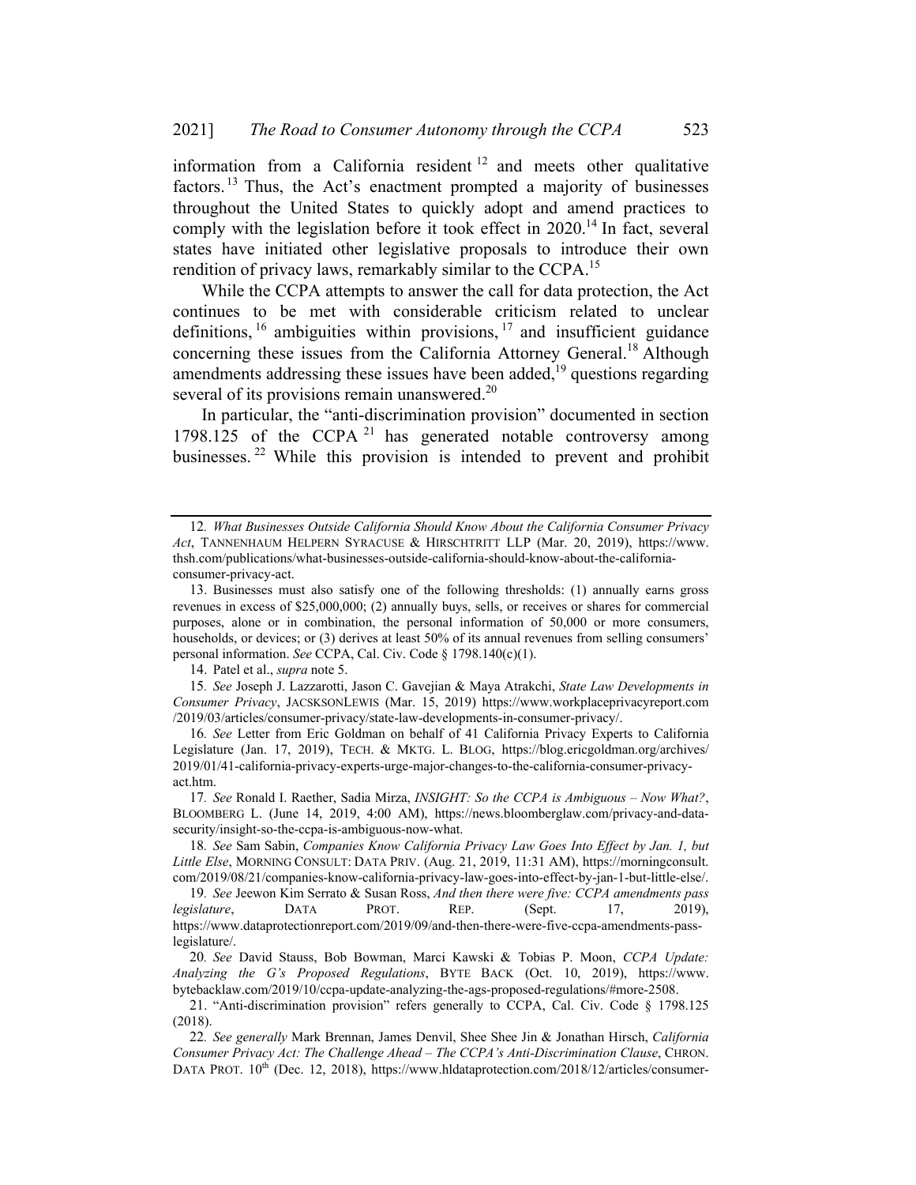information from a California resident [12] and meets other qualitative factors. [13] Thus, the Act's enactment prompted a majority of businesses throughout the United States to quickly adopt and amend practices to comply with the legislation before it took effect in 2020.[14] In fact, several states have initiated other legislative proposals to introduce their own rendition of privacy laws, remarkably similar to the CCPA.[15]

While the CCPA attempts to answer the call for data protection, the Act continues to be met with considerable criticism related to unclear definitions, [16] ambiguities within provisions, [17] and insufficient guidance concerning these issues from the California Attorney General.[18] Although amendments addressing these issues have been added,[19] questions regarding several of its provisions remain unanswered.[20]

In particular, the "anti-discrimination provision" documented in section 1798.125 of the CCPA [21] has generated notable controversy among businesses. [22] While this provision is intended to prevent and prohibit

---

12. *What Businesses Outside California Should Know About the California Consumer Privacy Act*, TANNENHAUM HELPERN SYRACUSE & HIRSCHTRITT LLP (Mar. 20, 2019), https://www.thsh.com/publications/what-businesses-outside-california-should-know-about-the-california-consumer-privacy-act.

13. Businesses must also satisfy one of the following thresholds: (1) annually earns gross revenues in excess of $25,000,000; (2) annually buys, sells, or receives or shares for commercial purposes, alone or in combination, the personal information of 50,000 or more consumers, households, or devices; or (3) derives at least 50% of its annual revenues from selling consumers' personal information. *See* CCPA, Cal. Civ. Code § 1798.140(c)(1).

14. Patel et al., *supra* note 5.

15. *See* Joseph J. Lazzarotti, Jason C. Gavejian & Maya Atrakchi, *State Law Developments in Consumer Privacy*, JACSKSONLEWIS (Mar. 15, 2019) https://www.workplaceprivacyreport.com/2019/03/articles/consumer-privacy/state-law-developments-in-consumer-privacy/.

16. *See* Letter from Eric Goldman on behalf of 41 California Privacy Experts to California Legislature (Jan. 17, 2019), TECH. & MKTG. L. BLOG, https://blog.ericgoldman.org/archives/2019/01/41-california-privacy-experts-urge-major-changes-to-the-california-consumer-privacy-act.htm.

17. *See* Ronald I. Raether, Sadia Mirza, *INSIGHT: So the CCPA is Ambiguous – Now What?*, BLOOMBERG L. (June 14, 2019, 4:00 AM), https://news.bloomberglaw.com/privacy-and-data-security/insight-so-the-ccpa-is-ambiguous-now-what.

18. *See* Sam Sabin, *Companies Know California Privacy Law Goes Into Effect by Jan. 1, but Little Else*, MORNING CONSULT: DATA PRIV. (Aug. 21, 2019, 11:31 AM), https://morningconsult.com/2019/08/21/companies-know-california-privacy-law-goes-into-effect-by-jan-1-but-little-else/.

19. *See* Jeewon Kim Serrato & Susan Ross, *And then there were five: CCPA amendments pass legislature*, DATA PROT. REP. (Sept. 17, 2019), https://www.dataprotectionreport.com/2019/09/and-then-there-were-five-ccpa-amendments-pass-legislature/.

20. *See* David Stauss, Bob Bowman, Marci Kawski & Tobias P. Moon, *CCPA Update: Analyzing the G's Proposed Regulations*, BYTE BACK (Oct. 10, 2019), https://www.bytebacklaw.com/2019/10/ccpa-update-analyzing-the-ags-proposed-regulations/#more-2508.

21. "Anti-discrimination provision" refers generally to CCPA, Cal. Civ. Code § 1798.125 (2018).

22. *See generally* Mark Brennan, James Denvil, Shee Shee Jin & Jonathan Hirsch, *California Consumer Privacy Act: The Challenge Ahead – The CCPA's Anti-Discrimination Clause*, CHRON. DATA PROT. 10th (Dec. 12, 2018), https://www.hldataprotection.com/2018/12/articles/consumer-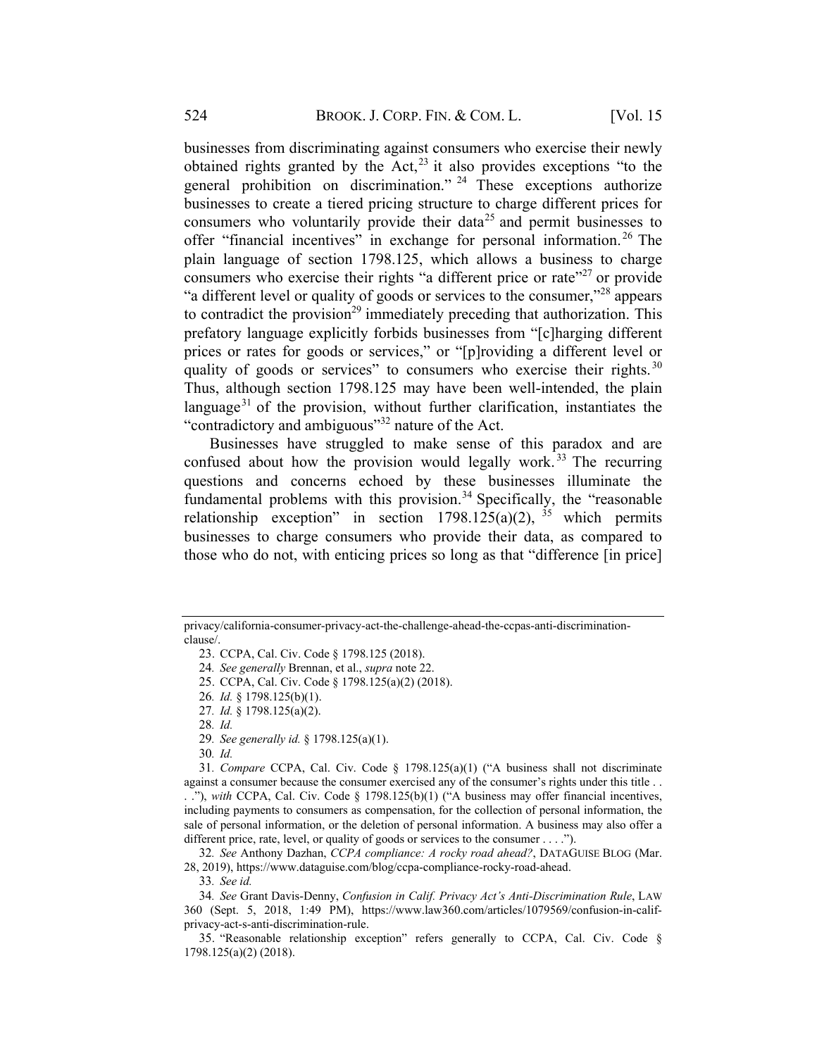businesses from discriminating against consumers who exercise their newly obtained rights granted by the Act,[23] it also provides exceptions "to the general prohibition on discrimination."[24] These exceptions authorize businesses to create a tiered pricing structure to charge different prices for consumers who voluntarily provide their data[25] and permit businesses to offer "financial incentives" in exchange for personal information.[26] The plain language of section 1798.125, which allows a business to charge consumers who exercise their rights "a different price or rate"[27] or provide "a different level or quality of goods or services to the consumer,"[28] appears to contradict the provision[29] immediately preceding that authorization. This prefatory language explicitly forbids businesses from "[c]harging different prices or rates for goods or services," or "[p]roviding a different level or quality of goods or services" to consumers who exercise their rights.[30] Thus, although section 1798.125 may have been well-intended, the plain language[31] of the provision, without further clarification, instantiates the "contradictory and ambiguous"[32] nature of the Act.

Businesses have struggled to make sense of this paradox and are confused about how the provision would legally work.[33] The recurring questions and concerns echoed by these businesses illuminate the fundamental problems with this provision.[34] Specifically, the "reasonable relationship exception" in section 1798.125(a)(2),[35] which permits businesses to charge consumers who provide their data, as compared to those who do not, with enticing prices so long as that "difference [in price]

---

privacy/california-consumer-privacy-act-the-challenge-ahead-the-ccpas-anti-discrimination-clause/.

23. CCPA, Cal. Civ. Code § 1798.125 (2018).

24. *See generally* Brennan, et al., *supra* note 22.

25. CCPA, Cal. Civ. Code § 1798.125(a)(2) (2018).

26. *Id.* § 1798.125(b)(1).

27. *Id.* § 1798.125(a)(2).

28. *Id.*

29. *See generally id.* § 1798.125(a)(1).

30. *Id.*

31. *Compare* CCPA, Cal. Civ. Code § 1798.125(a)(1) ("A business shall not discriminate against a consumer because the consumer exercised any of the consumer's rights under this title . . . ."), *with* CCPA, Cal. Civ. Code § 1798.125(b)(1) ("A business may offer financial incentives, including payments to consumers as compensation, for the collection of personal information, the sale of personal information, or the deletion of personal information. A business may also offer a different price, rate, level, or quality of goods or services to the consumer . . . .").

32. *See* Anthony Dazhan, *CCPA compliance: A rocky road ahead?*, DATAGUISE BLOG (Mar. 28, 2019), https://www.dataguise.com/blog/ccpa-compliance-rocky-road-ahead.

33. *See id.*

34. *See* Grant Davis-Denny, *Confusion in Calif. Privacy Act's Anti-Discrimination Rule*, LAW 360 (Sept. 5, 2018, 1:49 PM), https://www.law360.com/articles/1079569/confusion-in-calif-privacy-act-s-anti-discrimination-rule.

35. "Reasonable relationship exception" refers generally to CCPA, Cal. Civ. Code § 1798.125(a)(2) (2018).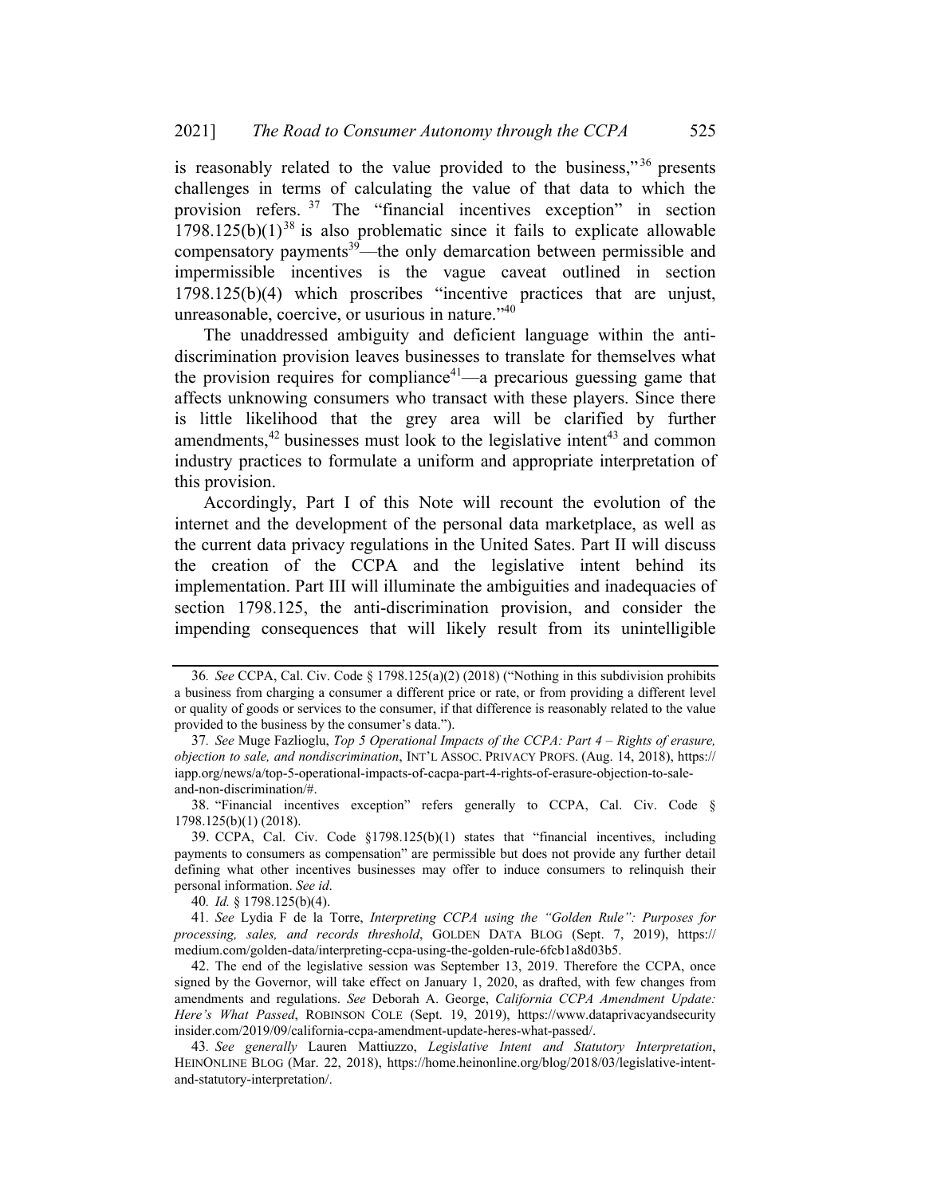is reasonably related to the value provided to the business,"[36] presents challenges in terms of calculating the value of that data to which the provision refers.[37] The "financial incentives exception" in section 1798.125(b)(1)[38] is also problematic since it fails to explicate allowable compensatory payments[39]—the only demarcation between permissible and impermissible incentives is the vague caveat outlined in section 1798.125(b)(4) which proscribes "incentive practices that are unjust, unreasonable, coercive, or usurious in nature."[40]

The unaddressed ambiguity and deficient language within the anti-discrimination provision leaves businesses to translate for themselves what the provision requires for compliance[41]—a precarious guessing game that affects unknowing consumers who transact with these players. Since there is little likelihood that the grey area will be clarified by further amendments,[42] businesses must look to the legislative intent[43] and common industry practices to formulate a uniform and appropriate interpretation of this provision.

Accordingly, Part I of this Note will recount the evolution of the internet and the development of the personal data marketplace, as well as the current data privacy regulations in the United Sates. Part II will discuss the creation of the CCPA and the legislative intent behind its implementation. Part III will illuminate the ambiguities and inadequacies of section 1798.125, the anti-discrimination provision, and consider the impending consequences that will likely result from its unintelligible

---

36. *See* CCPA, Cal. Civ. Code § 1798.125(a)(2) (2018) ("Nothing in this subdivision prohibits a business from charging a consumer a different price or rate, or from providing a different level or quality of goods or services to the consumer, if that difference is reasonably related to the value provided to the business by the consumer's data.").

37. *See* Muge Fazlioglu, *Top 5 Operational Impacts of the CCPA: Part 4 – Rights of erasure, objection to sale, and nondiscrimination*, INT'L ASSOC. PRIVACY PROFS. (Aug. 14, 2018), https://iapp.org/news/a/top-5-operational-impacts-of-cacpa-part-4-rights-of-erasure-objection-to-sale-and-non-discrimination/#.

38. "Financial incentives exception" refers generally to CCPA, Cal. Civ. Code § 1798.125(b)(1) (2018).

39. CCPA, Cal. Civ. Code §1798.125(b)(1) states that "financial incentives, including payments to consumers as compensation" are permissible but does not provide any further detail defining what other incentives businesses may offer to induce consumers to relinquish their personal information. *See id*.

40. *Id.* § 1798.125(b)(4).

41. *See* Lydia F de la Torre, *Interpreting CCPA using the "Golden Rule": Purposes for processing, sales, and records threshold*, GOLDEN DATA BLOG (Sept. 7, 2019), https://medium.com/golden-data/interpreting-ccpa-using-the-golden-rule-6fcb1a8d03b5.

42. The end of the legislative session was September 13, 2019. Therefore the CCPA, once signed by the Governor, will take effect on January 1, 2020, as drafted, with few changes from amendments and regulations. *See* Deborah A. George, *California CCPA Amendment Update: Here's What Passed*, ROBINSON COLE (Sept. 19, 2019), https://www.dataprivacyandsecurityinsider.com/2019/09/california-ccpa-amendment-update-heres-what-passed/.

43. *See generally* Lauren Mattiuzzo, *Legislative Intent and Statutory Interpretation*, HEINONLINE BLOG (Mar. 22, 2018), https://home.heinonline.org/blog/2018/03/legislative-intent-and-statutory-interpretation/.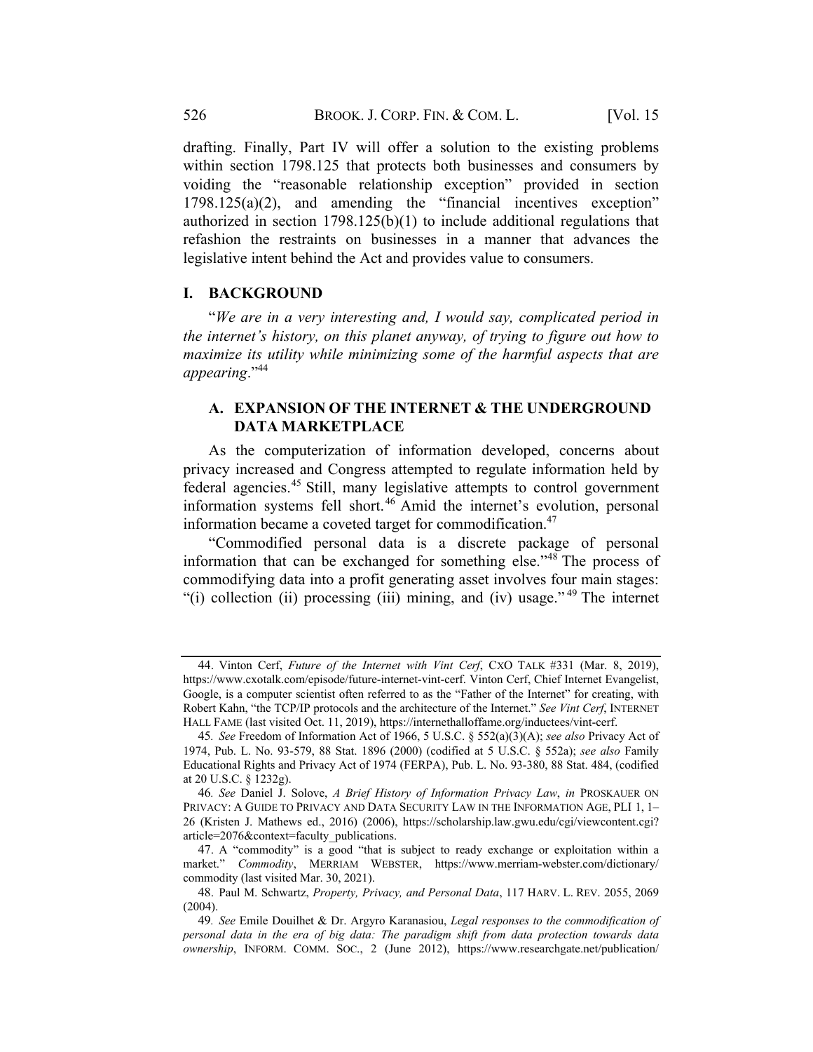drafting. Finally, Part IV will offer a solution to the existing problems within section 1798.125 that protects both businesses and consumers by voiding the "reasonable relationship exception" provided in section 1798.125(a)(2), and amending the "financial incentives exception" authorized in section 1798.125(b)(1) to include additional regulations that refashion the restraints on businesses in a manner that advances the legislative intent behind the Act and provides value to consumers.

## I. BACKGROUND

"*We are in a very interesting and, I would say, complicated period in the internet's history, on this planet anyway, of trying to figure out how to maximize its utility while minimizing some of the harmful aspects that are appearing*."[44]

### A. EXPANSION OF THE INTERNET & THE UNDERGROUND DATA MARKETPLACE

As the computerization of information developed, concerns about privacy increased and Congress attempted to regulate information held by federal agencies.[45] Still, many legislative attempts to control government information systems fell short.[46] Amid the internet's evolution, personal information became a coveted target for commodification.[47]

"Commodified personal data is a discrete package of personal information that can be exchanged for something else."[48] The process of commodifying data into a profit generating asset involves four main stages: "(i) collection (ii) processing (iii) mining, and (iv) usage."[49] The internet

---

44. Vinton Cerf, *Future of the Internet with Vint Cerf*, CXO TALK #331 (Mar. 8, 2019), https://www.cxotalk.com/episode/future-internet-vint-cerf. Vinton Cerf, Chief Internet Evangelist, Google, is a computer scientist often referred to as the "Father of the Internet" for creating, with Robert Kahn, "the TCP/IP protocols and the architecture of the Internet." *See Vint Cerf*, INTERNET HALL FAME (last visited Oct. 11, 2019), https://internethalloffame.org/inductees/vint-cerf.

45. *See* Freedom of Information Act of 1966, 5 U.S.C. § 552(a)(3)(A); *see also* Privacy Act of 1974, Pub. L. No. 93-579, 88 Stat. 1896 (2000) (codified at 5 U.S.C. § 552a); *see also* Family Educational Rights and Privacy Act of 1974 (FERPA), Pub. L. No. 93-380, 88 Stat. 484, (codified at 20 U.S.C. § 1232g).

46. *See* Daniel J. Solove, *A Brief History of Information Privacy Law*, *in* PROSKAUER ON PRIVACY: A GUIDE TO PRIVACY AND DATA SECURITY LAW IN THE INFORMATION AGE, PLI 1, 1–26 (Kristen J. Mathews ed., 2016) (2006), https://scholarship.law.gwu.edu/cgi/viewcontent.cgi?article=2076&context=faculty_publications.

47. A "commodity" is a good "that is subject to ready exchange or exploitation within a market." *Commodity*, MERRIAM WEBSTER, https://www.merriam-webster.com/dictionary/commodity (last visited Mar. 30, 2021).

48. Paul M. Schwartz, *Property, Privacy, and Personal Data*, 117 HARV. L. REV. 2055, 2069 (2004).

49. *See* Emile Douilhet & Dr. Argyro Karanasiou, *Legal responses to the commodification of personal data in the era of big data: The paradigm shift from data protection towards data ownership*, INFORM. COMM. SOC., 2 (June 2012), https://www.researchgate.net/publication/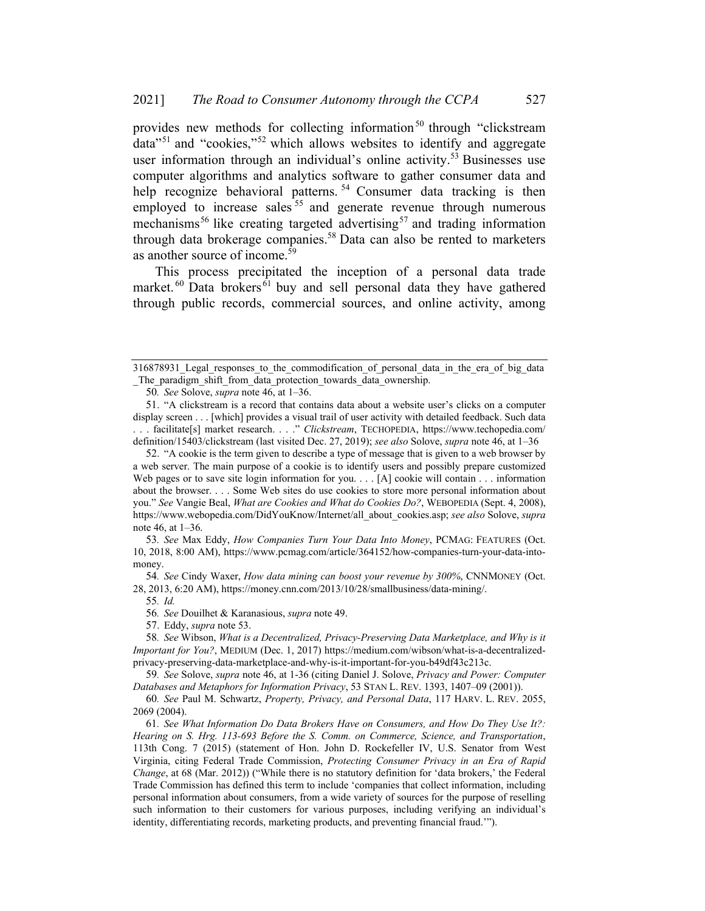provides new methods for collecting information[50] through "clickstream data"[51] and "cookies,"[52] which allows websites to identify and aggregate user information through an individual's online activity.[53] Businesses use computer algorithms and analytics software to gather consumer data and help recognize behavioral patterns.[54] Consumer data tracking is then employed to increase sales[55] and generate revenue through numerous mechanisms[56] like creating targeted advertising[57] and trading information through data brokerage companies.[58] Data can also be rented to marketers as another source of income.[59]

This process precipitated the inception of a personal data trade market.[60] Data brokers[61] buy and sell personal data they have gathered through public records, commercial sources, and online activity, among

---

316878931_Legal_responses_to_the_commodification_of_personal_data_in_the_era_of_big_data_The_paradigm_shift_from_data_protection_towards_data_ownership.

50. *See* Solove, *supra* note 46, at 1–36.

51. "A clickstream is a record that contains data about a website user's clicks on a computer display screen . . . [which] provides a visual trail of user activity with detailed feedback. Such data . . . facilitate[s] market research. . . ." *Clickstream*, TECHOPEDIA, https://www.techopedia.com/definition/15403/clickstream (last visited Dec. 27, 2019); *see also* Solove, *supra* note 46, at 1–36

52. "A cookie is the term given to describe a type of message that is given to a web browser by a web server. The main purpose of a cookie is to identify users and possibly prepare customized Web pages or to save site login information for you. . . . [A] cookie will contain . . . information about the browser. . . . Some Web sites do use cookies to store more personal information about you." *See* Vangie Beal, *What are Cookies and What do Cookies Do?*, WEBOPEDIA (Sept. 4, 2008), https://www.webopedia.com/DidYouKnow/Internet/all_about_cookies.asp; *see also* Solove, *supra* note 46, at 1–36.

53. *See* Max Eddy, *How Companies Turn Your Data Into Money*, PCMAG: FEATURES (Oct. 10, 2018, 8:00 AM), https://www.pcmag.com/article/364152/how-companies-turn-your-data-into-money.

54. *See* Cindy Waxer, *How data mining can boost your revenue by 300%*, CNNMONEY (Oct. 28, 2013, 6:20 AM), https://money.cnn.com/2013/10/28/smallbusiness/data-mining/.

55. *Id.*

56. *See* Douilhet & Karanasious, *supra* note 49.

57. Eddy, *supra* note 53.

58. *See* Wibson, *What is a Decentralized, Privacy-Preserving Data Marketplace, and Why is it Important for You?*, MEDIUM (Dec. 1, 2017) https://medium.com/wibson/what-is-a-decentralized-privacy-preserving-data-marketplace-and-why-is-it-important-for-you-b49df43c213c.

59. *See* Solove, *supra* note 46, at 1-36 (citing Daniel J. Solove, *Privacy and Power: Computer Databases and Metaphors for Information Privacy*, 53 STAN L. REV. 1393, 1407–09 (2001)).

60. *See* Paul M. Schwartz, *Property, Privacy, and Personal Data*, 117 HARV. L. REV. 2055, 2069 (2004).

61. *See What Information Do Data Brokers Have on Consumers, and How Do They Use It?: Hearing on S. Hrg. 113-693 Before the S. Comm. on Commerce, Science, and Transportation*, 113th Cong. 7 (2015) (statement of Hon. John D. Rockefeller IV, U.S. Senator from West Virginia, citing Federal Trade Commission, *Protecting Consumer Privacy in an Era of Rapid Change*, at 68 (Mar. 2012)) ("While there is no statutory definition for 'data brokers,' the Federal Trade Commission has defined this term to include 'companies that collect information, including personal information about consumers, from a wide variety of sources for the purpose of reselling such information to their customers for various purposes, including verifying an individual's identity, differentiating records, marketing products, and preventing financial fraud.'").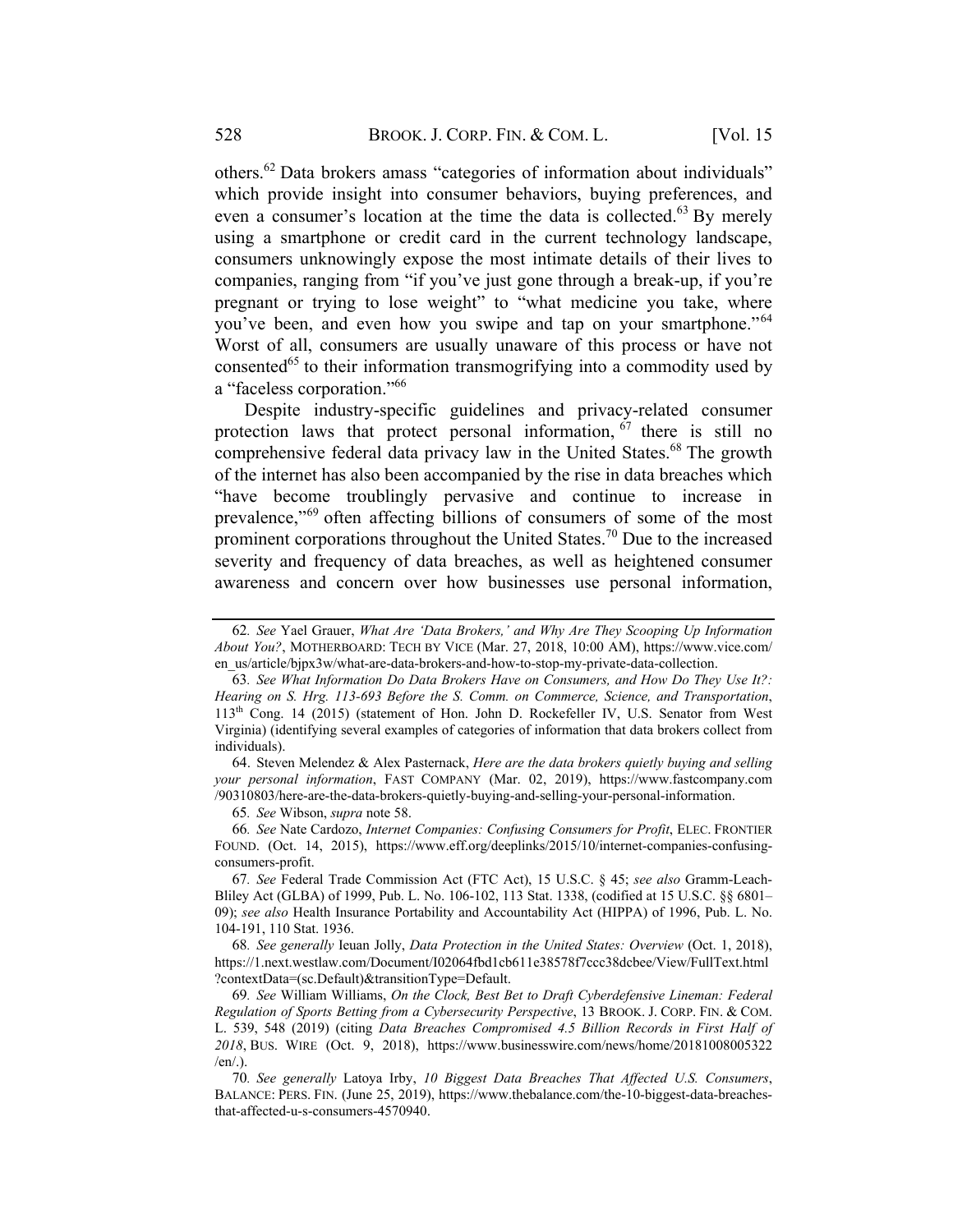others.[62] Data brokers amass "categories of information about individuals" which provide insight into consumer behaviors, buying preferences, and even a consumer's location at the time the data is collected.[63] By merely using a smartphone or credit card in the current technology landscape, consumers unknowingly expose the most intimate details of their lives to companies, ranging from "if you've just gone through a break-up, if you're pregnant or trying to lose weight" to "what medicine you take, where you've been, and even how you swipe and tap on your smartphone."[64] Worst of all, consumers are usually unaware of this process or have not consented[65] to their information transmogrifying into a commodity used by a "faceless corporation."[66]

Despite industry-specific guidelines and privacy-related consumer protection laws that protect personal information,[67] there is still no comprehensive federal data privacy law in the United States.[68] The growth of the internet has also been accompanied by the rise in data breaches which "have become troublingly pervasive and continue to increase in prevalence,"[69] often affecting billions of consumers of some of the most prominent corporations throughout the United States.[70] Due to the increased severity and frequency of data breaches, as well as heightened consumer awareness and concern over how businesses use personal information,

---

62. *See* Yael Grauer, *What Are 'Data Brokers,' and Why Are They Scooping Up Information About You?*, MOTHERBOARD: TECH BY VICE (Mar. 27, 2018, 10:00 AM), https://www.vice.com/en_us/article/bjpx3w/what-are-data-brokers-and-how-to-stop-my-private-data-collection.

63. *See What Information Do Data Brokers Have on Consumers, and How Do They Use It?: Hearing on S. Hrg. 113-693 Before the S. Comm. on Commerce, Science, and Transportation*, 113th Cong. 14 (2015) (statement of Hon. John D. Rockefeller IV, U.S. Senator from West Virginia) (identifying several examples of categories of information that data brokers collect from individuals).

64. Steven Melendez & Alex Pasternack, *Here are the data brokers quietly buying and selling your personal information*, FAST COMPANY (Mar. 02, 2019), https://www.fastcompany.com/90310803/here-are-the-data-brokers-quietly-buying-and-selling-your-personal-information.

65. *See* Wibson, *supra* note 58.

66. *See* Nate Cardozo, *Internet Companies: Confusing Consumers for Profit*, ELEC. FRONTIER FOUND. (Oct. 14, 2015), https://www.eff.org/deeplinks/2015/10/internet-companies-confusing-consumers-profit.

67. *See* Federal Trade Commission Act (FTC Act), 15 U.S.C. § 45; *see also* Gramm-Leach-Bliley Act (GLBA) of 1999, Pub. L. No. 106-102, 113 Stat. 1338, (codified at 15 U.S.C. §§ 6801–09); *see also* Health Insurance Portability and Accountability Act (HIPPA) of 1996, Pub. L. No. 104-191, 110 Stat. 1936.

68. *See generally* Ieuan Jolly, *Data Protection in the United States: Overview* (Oct. 1, 2018), https://1.next.westlaw.com/Document/I02064fbd1cb611e38578f7ccc38dcbee/View/FullText.html?contextData=(sc.Default)&transitionType=Default.

69. *See* William Williams, *On the Clock, Best Bet to Draft Cyberdefensive Lineman: Federal Regulation of Sports Betting from a Cybersecurity Perspective*, 13 BROOK. J. CORP. FIN. & COM. L. 539, 548 (2019) (citing *Data Breaches Compromised 4.5 Billion Records in First Half of 2018*, BUS. WIRE (Oct. 9, 2018), https://www.businesswire.com/news/home/20181008005322/en/.).

70. *See generally* Latoya Irby, *10 Biggest Data Breaches That Affected U.S. Consumers*, BALANCE: PERS. FIN. (June 25, 2019), https://www.thebalance.com/the-10-biggest-data-breaches-that-affected-u-s-consumers-4570940.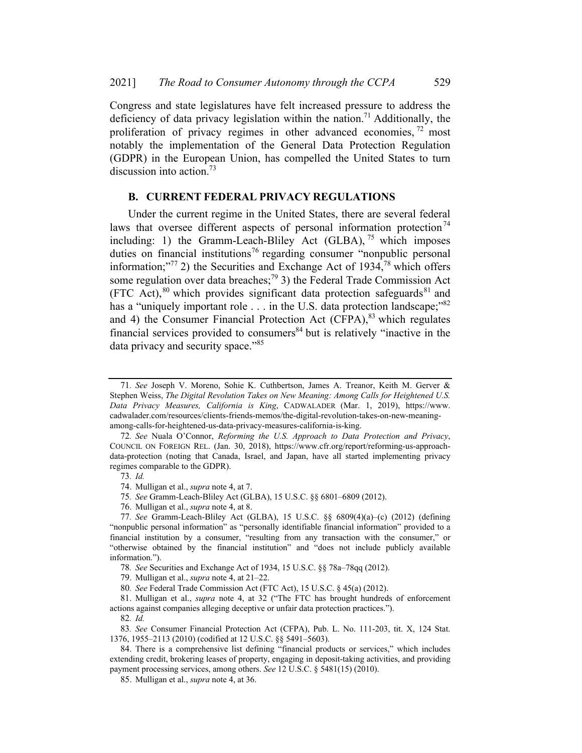Congress and state legislatures have felt increased pressure to address the deficiency of data privacy legislation within the nation.[71] Additionally, the proliferation of privacy regimes in other advanced economies,[72] most notably the implementation of the General Data Protection Regulation (GDPR) in the European Union, has compelled the United States to turn discussion into action.[73]

### B. CURRENT FEDERAL PRIVACY REGULATIONS

Under the current regime in the United States, there are several federal laws that oversee different aspects of personal information protection[74] including: 1) the Gramm-Leach-Bliley Act (GLBA),[75] which imposes duties on financial institutions[76] regarding consumer "nonpublic personal information;"[77] 2) the Securities and Exchange Act of 1934,[78] which offers some regulation over data breaches;[79] 3) the Federal Trade Commission Act (FTC Act),[80] which provides significant data protection safeguards[81] and has a "uniquely important role . . . in the U.S. data protection landscape;"[82] and 4) the Consumer Financial Protection Act (CFPA),[83] which regulates financial services provided to consumers[84] but is relatively "inactive in the data privacy and security space."[85]

---

71. *See* Joseph V. Moreno, Sohie K. Cuthbertson, James A. Treanor, Keith M. Gerver & Stephen Weiss, *The Digital Revolution Takes on New Meaning: Among Calls for Heightened U.S. Data Privacy Measures, California is King*, CADWALADER (Mar. 1, 2019), https://www.cadwalader.com/resources/clients-friends-memos/the-digital-revolution-takes-on-new-meaning-among-calls-for-heightened-us-data-privacy-measures-california-is-king.

72. *See* Nuala O'Connor, *Reforming the U.S. Approach to Data Protection and Privacy*, COUNCIL ON FOREIGN REL. (Jan. 30, 2018), https://www.cfr.org/report/reforming-us-approach-data-protection (noting that Canada, Israel, and Japan, have all started implementing privacy regimes comparable to the GDPR).

73. *Id.*

74. Mulligan et al., *supra* note 4, at 7.

75. *See* Gramm-Leach-Bliley Act (GLBA), 15 U.S.C. §§ 6801–6809 (2012).

76. Mulligan et al., *supra* note 4, at 8.

77. *See* Gramm-Leach-Bliley Act (GLBA), 15 U.S.C. §§ 6809(4)(a)–(c) (2012) (defining "nonpublic personal information" as "personally identifiable financial information" provided to a financial institution by a consumer, "resulting from any transaction with the consumer," or "otherwise obtained by the financial institution" and "does not include publicly available information.").

78. *See* Securities and Exchange Act of 1934, 15 U.S.C. §§ 78a–78qq (2012).

79. Mulligan et al., *supra* note 4, at 21–22.

80. *See* Federal Trade Commission Act (FTC Act), 15 U.S.C. § 45(a) (2012).

81. Mulligan et al., *supra* note 4, at 32 ("The FTC has brought hundreds of enforcement actions against companies alleging deceptive or unfair data protection practices.").

82. *Id.*

83. *See* Consumer Financial Protection Act (CFPA), Pub. L. No. 111-203, tit. X, 124 Stat. 1376, 1955–2113 (2010) (codified at 12 U.S.C. §§ 5491–5603).

84. There is a comprehensive list defining "financial products or services," which includes extending credit, brokering leases of property, engaging in deposit-taking activities, and providing payment processing services, among others. *See* 12 U.S.C. § 5481(15) (2010).

85. Mulligan et al., *supra* note 4, at 36.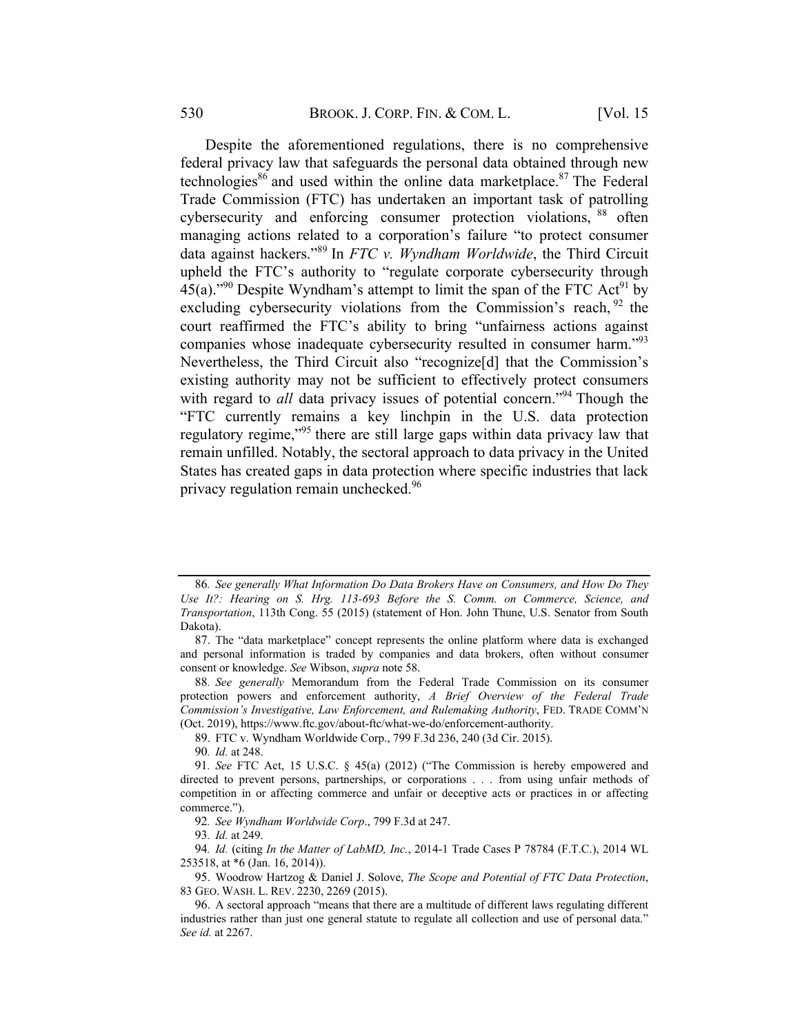Despite the aforementioned regulations, there is no comprehensive federal privacy law that safeguards the personal data obtained through new technologies[86] and used within the online data marketplace.[87] The Federal Trade Commission (FTC) has undertaken an important task of patrolling cybersecurity and enforcing consumer protection violations,[88] often managing actions related to a corporation's failure "to protect consumer data against hackers."[89] In *FTC v. Wyndham Worldwide*, the Third Circuit upheld the FTC's authority to "regulate corporate cybersecurity through 45(a)."[90] Despite Wyndham's attempt to limit the span of the FTC Act[91] by excluding cybersecurity violations from the Commission's reach,[92] the court reaffirmed the FTC's ability to bring "unfairness actions against companies whose inadequate cybersecurity resulted in consumer harm."[93] Nevertheless, the Third Circuit also "recognize[d] that the Commission's existing authority may not be sufficient to effectively protect consumers with regard to *all* data privacy issues of potential concern."[94] Though the "FTC currently remains a key linchpin in the U.S. data protection regulatory regime,"[95] there are still large gaps within data privacy law that remain unfilled. Notably, the sectoral approach to data privacy in the United States has created gaps in data protection where specific industries that lack privacy regulation remain unchecked.[96]

---

86. *See generally What Information Do Data Brokers Have on Consumers, and How Do They Use It?: Hearing on S. Hrg. 113-693 Before the S. Comm. on Commerce, Science, and Transportation*, 113th Cong. 55 (2015) (statement of Hon. John Thune, U.S. Senator from South Dakota).

87. The "data marketplace" concept represents the online platform where data is exchanged and personal information is traded by companies and data brokers, often without consumer consent or knowledge. *See* Wibson, *supra* note 58.

88. *See generally* Memorandum from the Federal Trade Commission on its consumer protection powers and enforcement authority, *A Brief Overview of the Federal Trade Commission's Investigative, Law Enforcement, and Rulemaking Authority*, FED. TRADE COMM'N (Oct. 2019), https://www.ftc.gov/about-ftc/what-we-do/enforcement-authority.

89. FTC v. Wyndham Worldwide Corp., 799 F.3d 236, 240 (3d Cir. 2015).

90. *Id.* at 248.

91. *See* FTC Act, 15 U.S.C. § 45(a) (2012) ("The Commission is hereby empowered and directed to prevent persons, partnerships, or corporations . . . from using unfair methods of competition in or affecting commerce and unfair or deceptive acts or practices in or affecting commerce.").

92. *See Wyndham Worldwide Corp*., 799 F.3d at 247.

93. *Id.* at 249.

94. *Id.* (citing *In the Matter of LabMD, Inc.*, 2014-1 Trade Cases P 78784 (F.T.C.), 2014 WL 253518, at *6 (Jan. 16, 2014)).

95. Woodrow Hartzog & Daniel J. Solove, *The Scope and Potential of FTC Data Protection*, 83 GEO. WASH. L. REV. 2230, 2269 (2015).

96. A sectoral approach "means that there are a multitude of different laws regulating different industries rather than just one general statute to regulate all collection and use of personal data." *See id.* at 2267.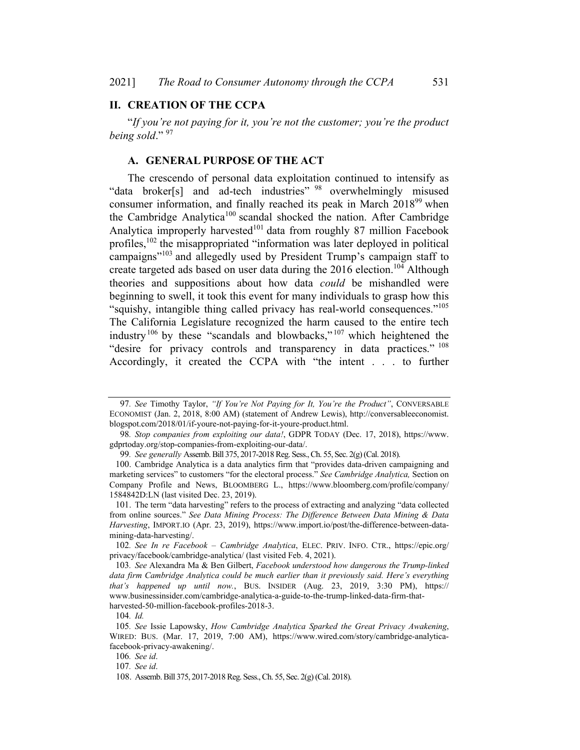## II. CREATION OF THE CCPA

"*If you're not paying for it, you're not the customer; you're the product being sold*." [97]

### A. GENERAL PURPOSE OF THE ACT

The crescendo of personal data exploitation continued to intensify as "data broker[s] and ad-tech industries" [98] overwhelmingly misused consumer information, and finally reached its peak in March 2018[99] when the Cambridge Analytica[100] scandal shocked the nation. After Cambridge Analytica improperly harvested[101] data from roughly 87 million Facebook profiles,[102] the misappropriated "information was later deployed in political campaigns"[103] and allegedly used by President Trump's campaign staff to create targeted ads based on user data during the 2016 election.[104] Although theories and suppositions about how data *could* be mishandled were beginning to swell, it took this event for many individuals to grasp how this "squishy, intangible thing called privacy has real-world consequences."[105] The California Legislature recognized the harm caused to the entire tech industry[106] by these "scandals and blowbacks,"[107] which heightened the "desire for privacy controls and transparency in data practices." [108] Accordingly, it created the CCPA with "the intent . . . to further

---

97. *See* Timothy Taylor, *"If You're Not Paying for It, You're the Product"*, CONVERSABLE ECONOMIST (Jan. 2, 2018, 8:00 AM) (statement of Andrew Lewis), http://conversableeconomist.blogspot.com/2018/01/if-youre-not-paying-for-it-youre-product.html.

98. *Stop companies from exploiting our data!*, GDPR TODAY (Dec. 17, 2018), https://www.gdprtoday.org/stop-companies-from-exploiting-our-data/.

99. *See generally* Assemb. Bill 375, 2017-2018 Reg. Sess., Ch. 55, Sec. 2(g) (Cal. 2018).

100. Cambridge Analytica is a data analytics firm that "provides data-driven campaigning and marketing services" to customers "for the electoral process." *See Cambridge Analytica,* Section on Company Profile and News, BLOOMBERG L., https://www.bloomberg.com/profile/company/1584842D:LN (last visited Dec. 23, 2019).

101. The term "data harvesting" refers to the process of extracting and analyzing "data collected from online sources." *See Data Mining Process: The Difference Between Data Mining & Data Harvesting*, IMPORT.IO (Apr. 23, 2019), https://www.import.io/post/the-difference-between-data-mining-data-harvesting/.

102. *See In re Facebook – Cambridge Analytica*, ELEC. PRIV. INFO. CTR., https://epic.org/privacy/facebook/cambridge-analytica/ (last visited Feb. 4, 2021).

103. *See* Alexandra Ma & Ben Gilbert, *Facebook understood how dangerous the Trump-linked data firm Cambridge Analytica could be much earlier than it previously said. Here's everything that's happened up until now.*, BUS. INSIDER (Aug. 23, 2019, 3:30 PM), https://www.businessinsider.com/cambridge-analytica-a-guide-to-the-trump-linked-data-firm-that-harvested-50-million-facebook-profiles-2018-3.

104. *Id.*

105. *See* Issie Lapowsky, *How Cambridge Analytica Sparked the Great Privacy Awakening*, WIRED: BUS. (Mar. 17, 2019, 7:00 AM), https://www.wired.com/story/cambridge-analytica-facebook-privacy-awakening/.

106. *See id*.

107. *See id*.

108. Assemb. Bill 375, 2017-2018 Reg. Sess., Ch. 55, Sec. 2(g) (Cal. 2018).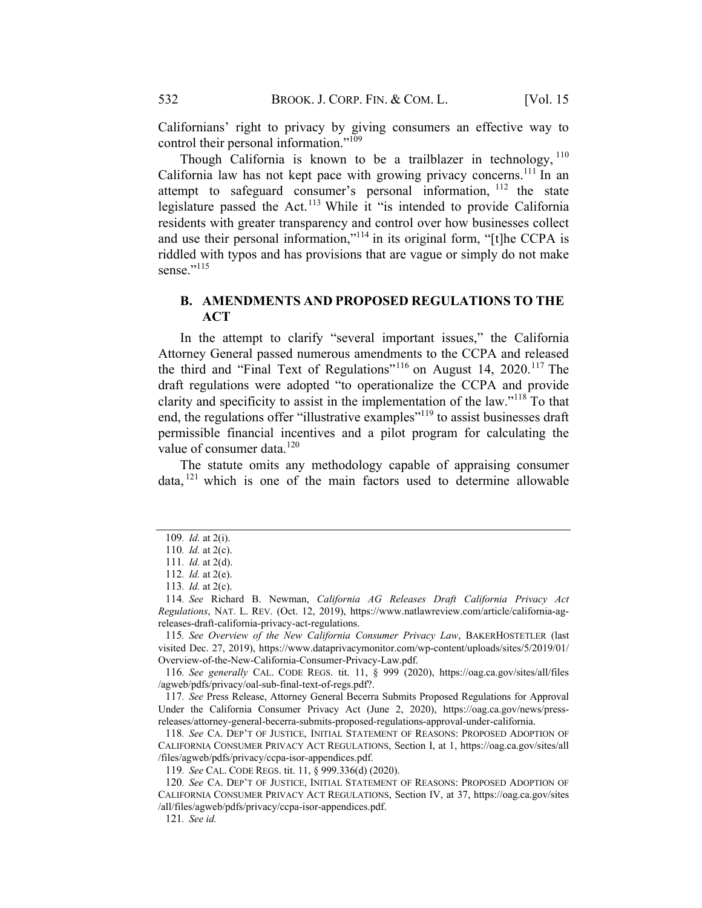Californians' right to privacy by giving consumers an effective way to control their personal information."[109]

Though California is known to be a trailblazer in technology,[110] California law has not kept pace with growing privacy concerns.[111] In an attempt to safeguard consumer's personal information,[112] the state legislature passed the Act.[113] While it "is intended to provide California residents with greater transparency and control over how businesses collect and use their personal information,"[114] in its original form, "[t]he CCPA is riddled with typos and has provisions that are vague or simply do not make sense."[115]

## B. AMENDMENTS AND PROPOSED REGULATIONS TO THE ACT

In the attempt to clarify "several important issues," the California Attorney General passed numerous amendments to the CCPA and released the third and "Final Text of Regulations"[116] on August 14, 2020.[117] The draft regulations were adopted "to operationalize the CCPA and provide clarity and specificity to assist in the implementation of the law."[118] To that end, the regulations offer "illustrative examples"[119] to assist businesses draft permissible financial incentives and a pilot program for calculating the value of consumer data.[120]

The statute omits any methodology capable of appraising consumer data,[121] which is one of the main factors used to determine allowable

---

109. *Id.* at 2(i).

110. *Id.* at 2(c).

111. *Id.* at 2(d).

112. *Id.* at 2(e).

113. *Id.* at 2(c).

114. *See* Richard B. Newman, *California AG Releases Draft California Privacy Act Regulations*, NAT. L. REV. (Oct. 12, 2019), https://www.natlawreview.com/article/california-ag-releases-draft-california-privacy-act-regulations.

115. *See Overview of the New California Consumer Privacy Law*, BAKERHOSTETLER (last visited Dec. 27, 2019), https://www.dataprivacymonitor.com/wp-content/uploads/sites/5/2019/01/Overview-of-the-New-California-Consumer-Privacy-Law.pdf.

116. *See generally* CAL. CODE REGS. tit. 11, § 999 (2020), https://oag.ca.gov/sites/all/files/agweb/pdfs/privacy/oal-sub-final-text-of-regs.pdf?.

117. *See* Press Release, Attorney General Becerra Submits Proposed Regulations for Approval Under the California Consumer Privacy Act (June 2, 2020), https://oag.ca.gov/news/press-releases/attorney-general-becerra-submits-proposed-regulations-approval-under-california.

118. *See* CA. DEP'T OF JUSTICE, INITIAL STATEMENT OF REASONS: PROPOSED ADOPTION OF CALIFORNIA CONSUMER PRIVACY ACT REGULATIONS, Section I, at 1, https://oag.ca.gov/sites/all/files/agweb/pdfs/privacy/ccpa-isor-appendices.pdf.

119. *See* CAL. CODE REGS. tit. 11, § 999.336(d) (2020).

120. *See* CA. DEP'T OF JUSTICE, INITIAL STATEMENT OF REASONS: PROPOSED ADOPTION OF CALIFORNIA CONSUMER PRIVACY ACT REGULATIONS, Section IV, at 37, https://oag.ca.gov/sites/all/files/agweb/pdfs/privacy/ccpa-isor-appendices.pdf.

121. *See id.*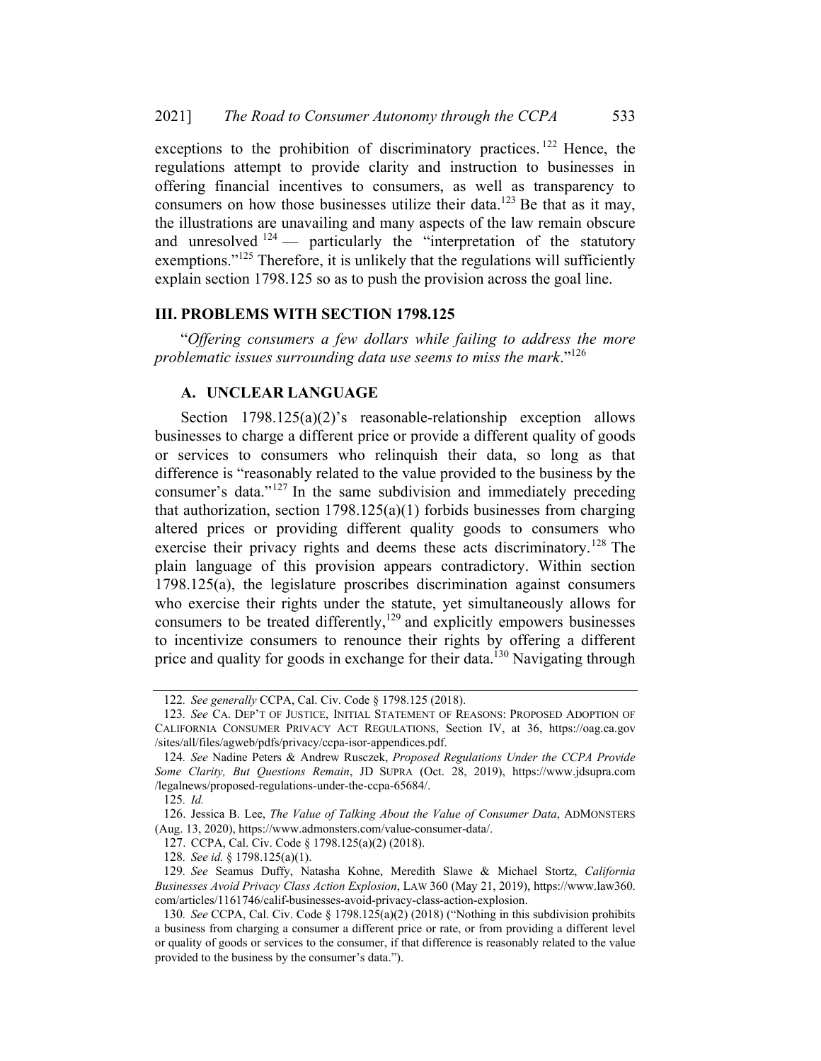exceptions to the prohibition of discriminatory practices.[122] Hence, the regulations attempt to provide clarity and instruction to businesses in offering financial incentives to consumers, as well as transparency to consumers on how those businesses utilize their data.[123] Be that as it may, the illustrations are unavailing and many aspects of the law remain obscure and unresolved[124] — particularly the "interpretation of the statutory exemptions."[125] Therefore, it is unlikely that the regulations will sufficiently explain section 1798.125 so as to push the provision across the goal line.

## III. PROBLEMS WITH SECTION 1798.125

"*Offering consumers a few dollars while failing to address the more problematic issues surrounding data use seems to miss the mark*."[126]

### A. UNCLEAR LANGUAGE

Section 1798.125(a)(2)'s reasonable-relationship exception allows businesses to charge a different price or provide a different quality of goods or services to consumers who relinquish their data, so long as that difference is "reasonably related to the value provided to the business by the consumer's data."[127] In the same subdivision and immediately preceding that authorization, section 1798.125(a)(1) forbids businesses from charging altered prices or providing different quality goods to consumers who exercise their privacy rights and deems these acts discriminatory.[128] The plain language of this provision appears contradictory. Within section 1798.125(a), the legislature proscribes discrimination against consumers who exercise their rights under the statute, yet simultaneously allows for consumers to be treated differently,[129] and explicitly empowers businesses to incentivize consumers to renounce their rights by offering a different price and quality for goods in exchange for their data.[130] Navigating through

---

122. *See generally* CCPA, Cal. Civ. Code § 1798.125 (2018).

123. *See* CA. DEP'T OF JUSTICE, INITIAL STATEMENT OF REASONS: PROPOSED ADOPTION OF CALIFORNIA CONSUMER PRIVACY ACT REGULATIONS, Section IV, at 36, https://oag.ca.gov/sites/all/files/agweb/pdfs/privacy/ccpa-isor-appendices.pdf.

124. *See* Nadine Peters & Andrew Rusczek, *Proposed Regulations Under the CCPA Provide Some Clarity, But Questions Remain*, JD SUPRA (Oct. 28, 2019), https://www.jdsupra.com/legalnews/proposed-regulations-under-the-ccpa-65684/.

125. *Id.*

126. Jessica B. Lee, *The Value of Talking About the Value of Consumer Data*, ADMONSTERS (Aug. 13, 2020), https://www.admonsters.com/value-consumer-data/.

127. CCPA, Cal. Civ. Code § 1798.125(a)(2) (2018).

128. *See id.* § 1798.125(a)(1).

129. *See* Seamus Duffy, Natasha Kohne, Meredith Slawe & Michael Stortz, *California Businesses Avoid Privacy Class Action Explosion*, LAW 360 (May 21, 2019), https://www.law360.com/articles/1161746/calif-businesses-avoid-privacy-class-action-explosion.

130. *See* CCPA, Cal. Civ. Code § 1798.125(a)(2) (2018) ("Nothing in this subdivision prohibits a business from charging a consumer a different price or rate, or from providing a different level or quality of goods or services to the consumer, if that difference is reasonably related to the value provided to the business by the consumer's data.").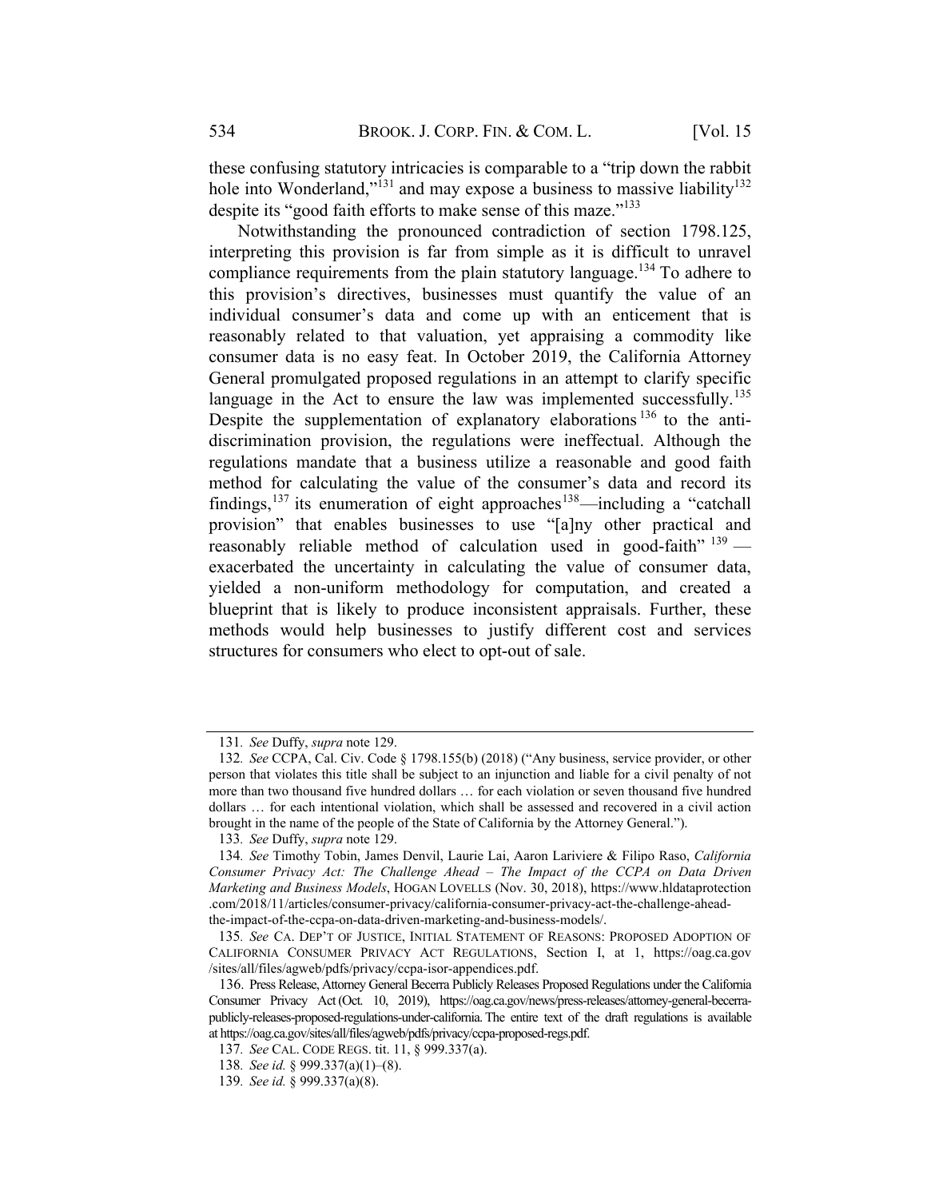these confusing statutory intricacies is comparable to a "trip down the rabbit hole into Wonderland,"[131] and may expose a business to massive liability[132] despite its "good faith efforts to make sense of this maze."[133]

Notwithstanding the pronounced contradiction of section 1798.125, interpreting this provision is far from simple as it is difficult to unravel compliance requirements from the plain statutory language.[134] To adhere to this provision's directives, businesses must quantify the value of an individual consumer's data and come up with an enticement that is reasonably related to that valuation, yet appraising a commodity like consumer data is no easy feat. In October 2019, the California Attorney General promulgated proposed regulations in an attempt to clarify specific language in the Act to ensure the law was implemented successfully.[135] Despite the supplementation of explanatory elaborations[136] to the anti-discrimination provision, the regulations were ineffectual. Although the regulations mandate that a business utilize a reasonable and good faith method for calculating the value of the consumer's data and record its findings,[137] its enumeration of eight approaches[138]—including a "catchall provision" that enables businesses to use "[a]ny other practical and reasonably reliable method of calculation used in good-faith"[139]—exacerbated the uncertainty in calculating the value of consumer data, yielded a non-uniform methodology for computation, and created a blueprint that is likely to produce inconsistent appraisals. Further, these methods would help businesses to justify different cost and services structures for consumers who elect to opt-out of sale.

---

131. *See* Duffy, *supra* note 129.

132. *See* CCPA, Cal. Civ. Code § 1798.155(b) (2018) ("Any business, service provider, or other person that violates this title shall be subject to an injunction and liable for a civil penalty of not more than two thousand five hundred dollars … for each violation or seven thousand five hundred dollars … for each intentional violation, which shall be assessed and recovered in a civil action brought in the name of the people of the State of California by the Attorney General.").

133. *See* Duffy, *supra* note 129.

134. *See* Timothy Tobin, James Denvil, Laurie Lai, Aaron Lariviere & Filipo Raso, *California Consumer Privacy Act: The Challenge Ahead – The Impact of the CCPA on Data Driven Marketing and Business Models*, HOGAN LOVELLS (Nov. 30, 2018), https://www.hldataprotection.com/2018/11/articles/consumer-privacy/california-consumer-privacy-act-the-challenge-ahead-the-impact-of-the-ccpa-on-data-driven-marketing-and-business-models/.

135. *See* CA. DEP'T OF JUSTICE, INITIAL STATEMENT OF REASONS: PROPOSED ADOPTION OF CALIFORNIA CONSUMER PRIVACY ACT REGULATIONS, Section I, at 1, https://oag.ca.gov/sites/all/files/agweb/pdfs/privacy/ccpa-isor-appendices.pdf.

136. Press Release, Attorney General Becerra Publicly Releases Proposed Regulations under the California Consumer Privacy Act (Oct. 10, 2019), https://oag.ca.gov/news/press-releases/attorney-general-becerra-publicly-releases-proposed-regulations-under-california. The entire text of the draft regulations is available at https://oag.ca.gov/sites/all/files/agweb/pdfs/privacy/ccpa-proposed-regs.pdf.

137. *See* CAL. CODE REGS. tit. 11, § 999.337(a).

138. *See id.* § 999.337(a)(1)–(8).

139. *See id.* § 999.337(a)(8).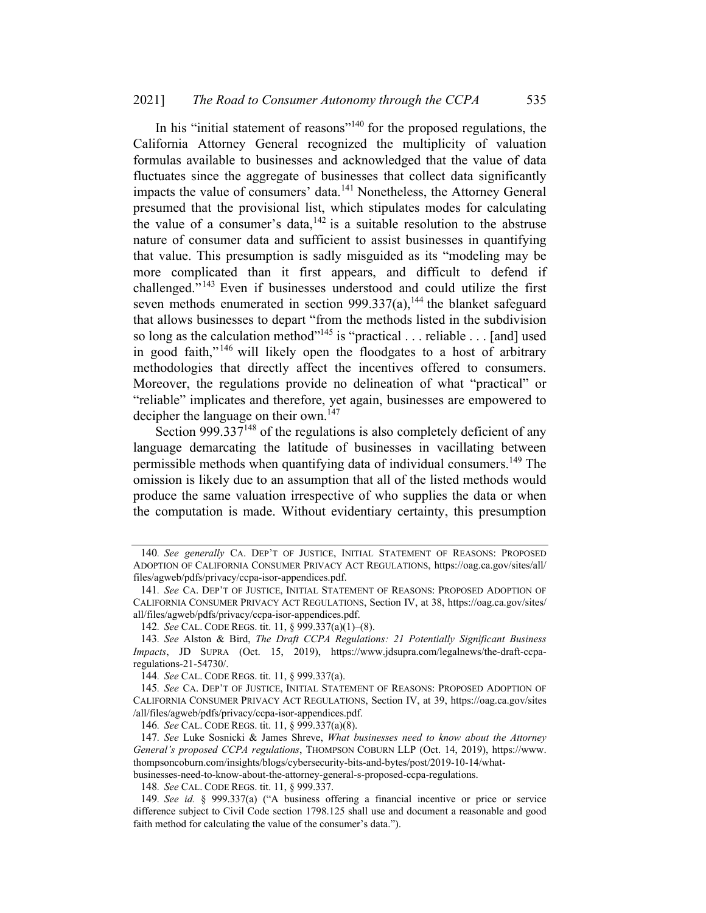In his "initial statement of reasons"[140] for the proposed regulations, the California Attorney General recognized the multiplicity of valuation formulas available to businesses and acknowledged that the value of data fluctuates since the aggregate of businesses that collect data significantly impacts the value of consumers' data.[141] Nonetheless, the Attorney General presumed that the provisional list, which stipulates modes for calculating the value of a consumer's data,[142] is a suitable resolution to the abstruse nature of consumer data and sufficient to assist businesses in quantifying that value. This presumption is sadly misguided as its "modeling may be more complicated than it first appears, and difficult to defend if challenged."[143] Even if businesses understood and could utilize the first seven methods enumerated in section 999.337(a),[144] the blanket safeguard that allows businesses to depart "from the methods listed in the subdivision so long as the calculation method"[145] is "practical . . . reliable . . . [and] used in good faith,"[146] will likely open the floodgates to a host of arbitrary methodologies that directly affect the incentives offered to consumers. Moreover, the regulations provide no delineation of what "practical" or "reliable" implicates and therefore, yet again, businesses are empowered to decipher the language on their own.[147]

Section 999.337[148] of the regulations is also completely deficient of any language demarcating the latitude of businesses in vacillating between permissible methods when quantifying data of individual consumers.[149] The omission is likely due to an assumption that all of the listed methods would produce the same valuation irrespective of who supplies the data or when the computation is made. Without evidentiary certainty, this presumption

---

140. *See generally* CA. DEP'T OF JUSTICE, INITIAL STATEMENT OF REASONS: PROPOSED ADOPTION OF CALIFORNIA CONSUMER PRIVACY ACT REGULATIONS, https://oag.ca.gov/sites/all/files/agweb/pdfs/privacy/ccpa-isor-appendices.pdf.

141. *See* CA. DEP'T OF JUSTICE, INITIAL STATEMENT OF REASONS: PROPOSED ADOPTION OF CALIFORNIA CONSUMER PRIVACY ACT REGULATIONS, Section IV, at 38, https://oag.ca.gov/sites/all/files/agweb/pdfs/privacy/ccpa-isor-appendices.pdf.

142. *See* CAL. CODE REGS. tit. 11, § 999.337(a)(1)–(8).

143. *See* Alston & Bird, *The Draft CCPA Regulations: 21 Potentially Significant Business Impacts*, JD SUPRA (Oct. 15, 2019), https://www.jdsupra.com/legalnews/the-draft-ccpa-regulations-21-54730/.

144. *See* CAL. CODE REGS. tit. 11, § 999.337(a).

145. *See* CA. DEP'T OF JUSTICE, INITIAL STATEMENT OF REASONS: PROPOSED ADOPTION OF CALIFORNIA CONSUMER PRIVACY ACT REGULATIONS, Section IV, at 39, https://oag.ca.gov/sites/all/files/agweb/pdfs/privacy/ccpa-isor-appendices.pdf.

146. *See* CAL. CODE REGS. tit. 11, § 999.337(a)(8).

147. *See* Luke Sosnicki & James Shreve, *What businesses need to know about the Attorney General's proposed CCPA regulations*, THOMPSON COBURN LLP (Oct. 14, 2019), https://www.thompsoncoburn.com/insights/blogs/cybersecurity-bits-and-bytes/post/2019-10-14/what-businesses-need-to-know-about-the-attorney-general-s-proposed-ccpa-regulations.

148. *See* CAL. CODE REGS. tit. 11, § 999.337.

149. *See id.* § 999.337(a) ("A business offering a financial incentive or price or service difference subject to Civil Code section 1798.125 shall use and document a reasonable and good faith method for calculating the value of the consumer's data.").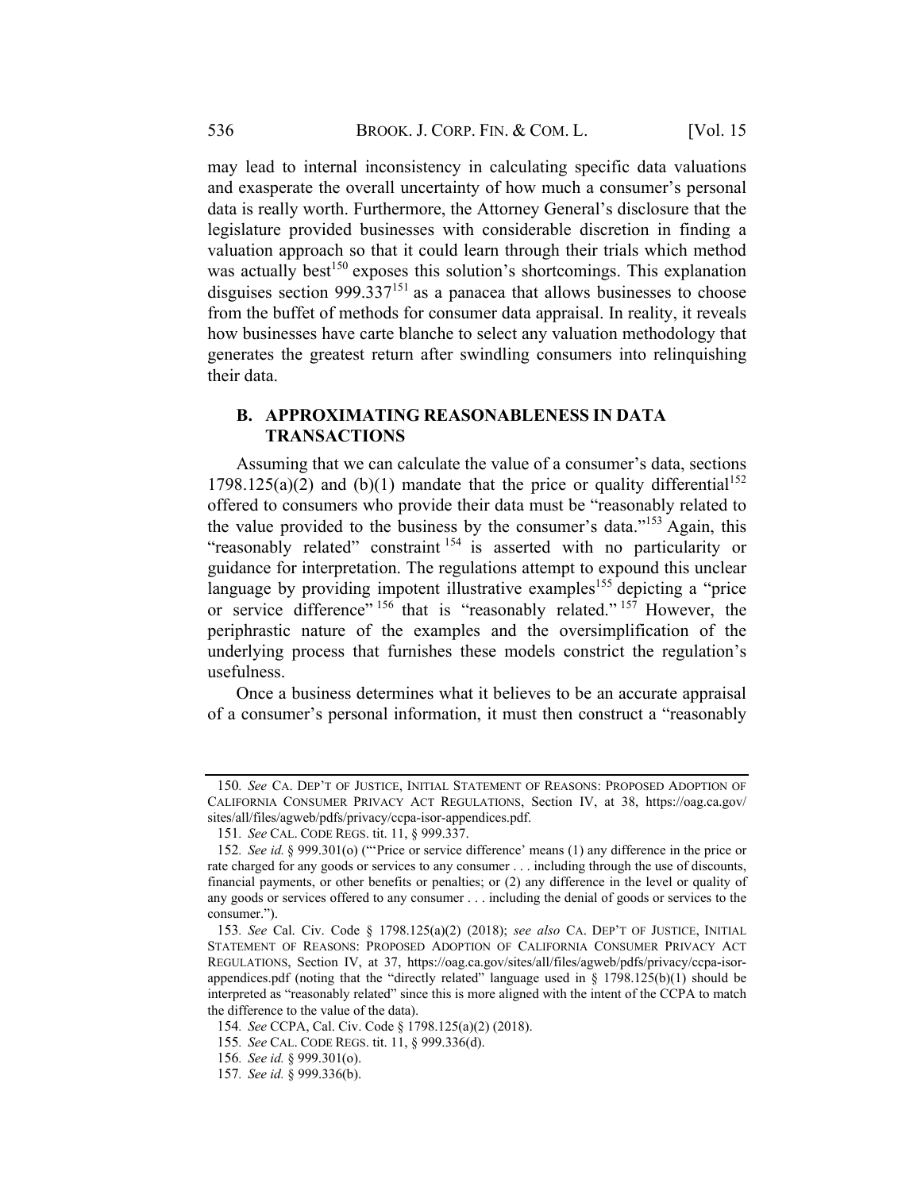may lead to internal inconsistency in calculating specific data valuations and exasperate the overall uncertainty of how much a consumer's personal data is really worth. Furthermore, the Attorney General's disclosure that the legislature provided businesses with considerable discretion in finding a valuation approach so that it could learn through their trials which method was actually best[150] exposes this solution's shortcomings. This explanation disguises section 999.337[151] as a panacea that allows businesses to choose from the buffet of methods for consumer data appraisal. In reality, it reveals how businesses have carte blanche to select any valuation methodology that generates the greatest return after swindling consumers into relinquishing their data.

## B. APPROXIMATING REASONABLENESS IN DATA TRANSACTIONS

Assuming that we can calculate the value of a consumer's data, sections 1798.125(a)(2) and (b)(1) mandate that the price or quality differential[152] offered to consumers who provide their data must be "reasonably related to the value provided to the business by the consumer's data."[153] Again, this "reasonably related" constraint[154] is asserted with no particularity or guidance for interpretation. The regulations attempt to expound this unclear language by providing impotent illustrative examples[155] depicting a "price or service difference"[156] that is "reasonably related."[157] However, the periphrastic nature of the examples and the oversimplification of the underlying process that furnishes these models constrict the regulation's usefulness.

Once a business determines what it believes to be an accurate appraisal of a consumer's personal information, it must then construct a "reasonably

---

150. *See* CA. DEP'T OF JUSTICE, INITIAL STATEMENT OF REASONS: PROPOSED ADOPTION OF CALIFORNIA CONSUMER PRIVACY ACT REGULATIONS, Section IV, at 38, https://oag.ca.gov/sites/all/files/agweb/pdfs/privacy/ccpa-isor-appendices.pdf.

151. *See* CAL. CODE REGS. tit. 11, § 999.337.

152. *See id.* § 999.301(o) ("'Price or service difference' means (1) any difference in the price or rate charged for any goods or services to any consumer . . . including through the use of discounts, financial payments, or other benefits or penalties; or (2) any difference in the level or quality of any goods or services offered to any consumer . . . including the denial of goods or services to the consumer.").

153. *See* Cal. Civ. Code § 1798.125(a)(2) (2018); *see also* CA. DEP'T OF JUSTICE, INITIAL STATEMENT OF REASONS: PROPOSED ADOPTION OF CALIFORNIA CONSUMER PRIVACY ACT REGULATIONS, Section IV, at 37, https://oag.ca.gov/sites/all/files/agweb/pdfs/privacy/ccpa-isor-appendices.pdf (noting that the "directly related" language used in § 1798.125(b)(1) should be interpreted as "reasonably related" since this is more aligned with the intent of the CCPA to match the difference to the value of the data).

154. *See* CCPA, Cal. Civ. Code § 1798.125(a)(2) (2018).

155. *See* CAL. CODE REGS. tit. 11, § 999.336(d).

156. *See id.* § 999.301(o).

157. *See id.* § 999.336(b).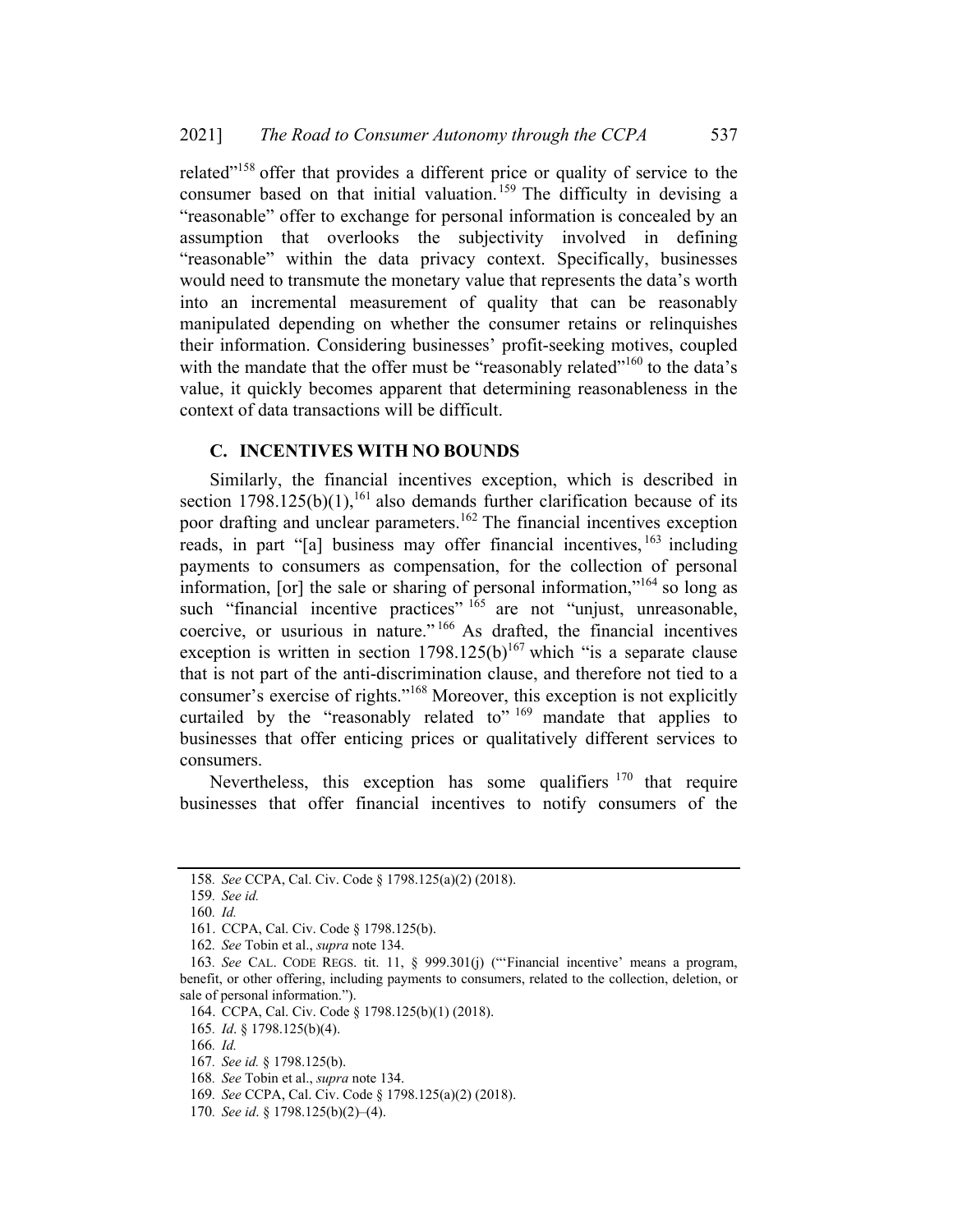related"[158] offer that provides a different price or quality of service to the consumer based on that initial valuation.[159] The difficulty in devising a "reasonable" offer to exchange for personal information is concealed by an assumption that overlooks the subjectivity involved in defining "reasonable" within the data privacy context. Specifically, businesses would need to transmute the monetary value that represents the data's worth into an incremental measurement of quality that can be reasonably manipulated depending on whether the consumer retains or relinquishes their information. Considering businesses' profit-seeking motives, coupled with the mandate that the offer must be "reasonably related"[160] to the data's value, it quickly becomes apparent that determining reasonableness in the context of data transactions will be difficult.

### C. INCENTIVES WITH NO BOUNDS

Similarly, the financial incentives exception, which is described in section 1798.125(b)(1),[161] also demands further clarification because of its poor drafting and unclear parameters.[162] The financial incentives exception reads, in part "[a] business may offer financial incentives,[163] including payments to consumers as compensation, for the collection of personal information, [or] the sale or sharing of personal information,"[164] so long as such "financial incentive practices"[165] are not "unjust, unreasonable, coercive, or usurious in nature."[166] As drafted, the financial incentives exception is written in section 1798.125(b)[167] which "is a separate clause that is not part of the anti-discrimination clause, and therefore not tied to a consumer's exercise of rights."[168] Moreover, this exception is not explicitly curtailed by the "reasonably related to"[169] mandate that applies to businesses that offer enticing prices or qualitatively different services to consumers.

Nevertheless, this exception has some qualifiers[170] that require businesses that offer financial incentives to notify consumers of the

---

158. *See* CCPA, Cal. Civ. Code § 1798.125(a)(2) (2018).

159. *See id.*

160. *Id.*

161. CCPA, Cal. Civ. Code § 1798.125(b).

162. *See* Tobin et al., *supra* note 134.

163. *See* CAL. CODE REGS. tit. 11, § 999.301(j) ("'Financial incentive' means a program, benefit, or other offering, including payments to consumers, related to the collection, deletion, or sale of personal information.").

164. CCPA, Cal. Civ. Code § 1798.125(b)(1) (2018).

165. *Id*. § 1798.125(b)(4).

166. *Id.*

167. *See id.* § 1798.125(b).

168. *See* Tobin et al., *supra* note 134.

169. *See* CCPA, Cal. Civ. Code § 1798.125(a)(2) (2018).

170. *See id*. § 1798.125(b)(2)–(4).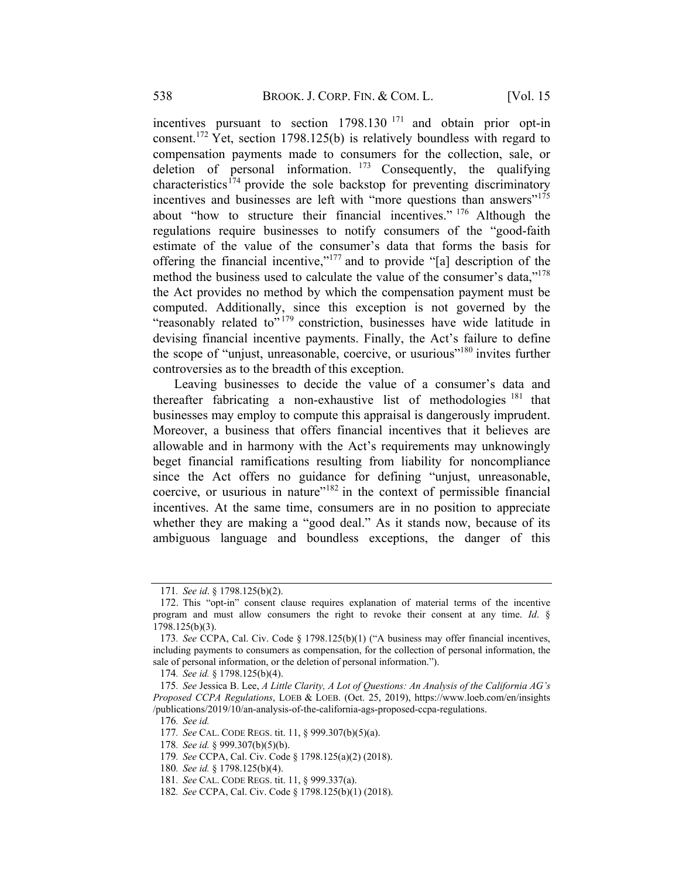incentives pursuant to section 1798.130 [171] and obtain prior opt-in consent.[172] Yet, section 1798.125(b) is relatively boundless with regard to compensation payments made to consumers for the collection, sale, or deletion of personal information. [173] Consequently, the qualifying characteristics[174] provide the sole backstop for preventing discriminatory incentives and businesses are left with "more questions than answers"[175] about "how to structure their financial incentives." [176] Although the regulations require businesses to notify consumers of the "good-faith estimate of the value of the consumer's data that forms the basis for offering the financial incentive,"[177] and to provide "[a] description of the method the business used to calculate the value of the consumer's data,"[178] the Act provides no method by which the compensation payment must be computed. Additionally, since this exception is not governed by the "reasonably related to"[179] constriction, businesses have wide latitude in devising financial incentive payments. Finally, the Act's failure to define the scope of "unjust, unreasonable, coercive, or usurious"[180] invites further controversies as to the breadth of this exception.

Leaving businesses to decide the value of a consumer's data and thereafter fabricating a non-exhaustive list of methodologies [181] that businesses may employ to compute this appraisal is dangerously imprudent. Moreover, a business that offers financial incentives that it believes are allowable and in harmony with the Act's requirements may unknowingly beget financial ramifications resulting from liability for noncompliance since the Act offers no guidance for defining "unjust, unreasonable, coercive, or usurious in nature"[182] in the context of permissible financial incentives. At the same time, consumers are in no position to appreciate whether they are making a "good deal." As it stands now, because of its ambiguous language and boundless exceptions, the danger of this

---

171. *See id*. § 1798.125(b)(2).

172. This "opt-in" consent clause requires explanation of material terms of the incentive program and must allow consumers the right to revoke their consent at any time. *Id*. § 1798.125(b)(3).

173. *See* CCPA, Cal. Civ. Code § 1798.125(b)(1) ("A business may offer financial incentives, including payments to consumers as compensation, for the collection of personal information, the sale of personal information, or the deletion of personal information.").

174. *See id.* § 1798.125(b)(4).

175. *See* Jessica B. Lee, *A Little Clarity, A Lot of Questions: An Analysis of the California AG's Proposed CCPA Regulations*, LOEB & LOEB. (Oct. 25, 2019), https://www.loeb.com/en/insights/publications/2019/10/an-analysis-of-the-california-ags-proposed-ccpa-regulations.

176. *See id.*

177. *See* CAL. CODE REGS. tit. 11, § 999.307(b)(5)(a).

178. *See id.* § 999.307(b)(5)(b).

179. *See* CCPA, Cal. Civ. Code § 1798.125(a)(2) (2018).

180. *See id.* § 1798.125(b)(4).

181. *See* CAL. CODE REGS. tit. 11, § 999.337(a).

182. *See* CCPA, Cal. Civ. Code § 1798.125(b)(1) (2018).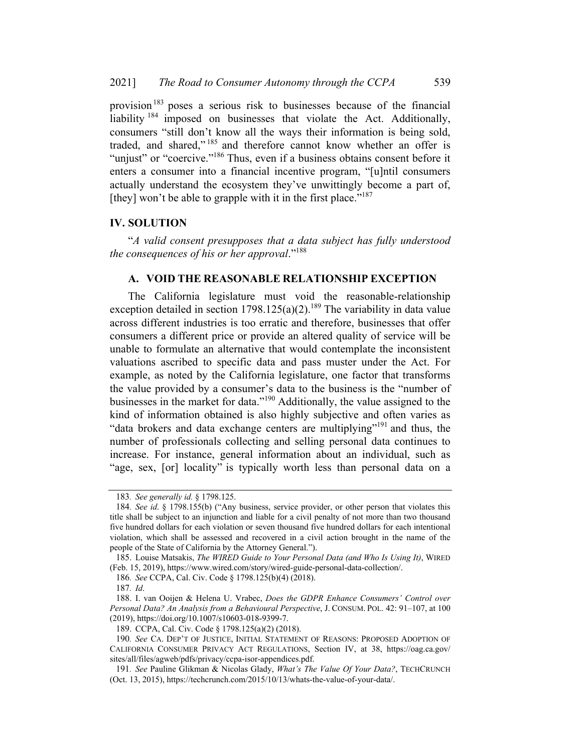provision[183] poses a serious risk to businesses because of the financial liability[184] imposed on businesses that violate the Act. Additionally, consumers "still don't know all the ways their information is being sold, traded, and shared,"[185] and therefore cannot know whether an offer is "unjust" or "coercive."[186] Thus, even if a business obtains consent before it enters a consumer into a financial incentive program, "[u]ntil consumers actually understand the ecosystem they've unwittingly become a part of, [they] won't be able to grapple with it in the first place."[187]

## IV. SOLUTION

"*A valid consent presupposes that a data subject has fully understood the consequences of his or her approval*."[188]

### A. VOID THE REASONABLE RELATIONSHIP EXCEPTION

The California legislature must void the reasonable-relationship exception detailed in section 1798.125(a)(2).[189] The variability in data value across different industries is too erratic and therefore, businesses that offer consumers a different price or provide an altered quality of service will be unable to formulate an alternative that would contemplate the inconsistent valuations ascribed to specific data and pass muster under the Act. For example, as noted by the California legislature, one factor that transforms the value provided by a consumer's data to the business is the "number of businesses in the market for data."[190] Additionally, the value assigned to the kind of information obtained is also highly subjective and often varies as "data brokers and data exchange centers are multiplying"[191] and thus, the number of professionals collecting and selling personal data continues to increase. For instance, general information about an individual, such as "age, sex, [or] locality" is typically worth less than personal data on a

---

183. *See generally id.* § 1798.125.

184. *See id*. § 1798.155(b) ("Any business, service provider, or other person that violates this title shall be subject to an injunction and liable for a civil penalty of not more than two thousand five hundred dollars for each violation or seven thousand five hundred dollars for each intentional violation, which shall be assessed and recovered in a civil action brought in the name of the people of the State of California by the Attorney General.").

185. Louise Matsakis, *The WIRED Guide to Your Personal Data (and Who Is Using It)*, WIRED (Feb. 15, 2019), https://www.wired.com/story/wired-guide-personal-data-collection/.

186. *See* CCPA, Cal. Civ. Code § 1798.125(b)(4) (2018).

187. *Id*.

188. I. van Ooijen & Helena U. Vrabec, *Does the GDPR Enhance Consumers' Control over Personal Data? An Analysis from a Behavioural Perspective*, J. CONSUM. POL. 42: 91–107, at 100 (2019), https://doi.org/10.1007/s10603-018-9399-7.

189. CCPA, Cal. Civ. Code § 1798.125(a)(2) (2018).

190. *See* CA. DEP'T OF JUSTICE, INITIAL STATEMENT OF REASONS: PROPOSED ADOPTION OF CALIFORNIA CONSUMER PRIVACY ACT REGULATIONS, Section IV, at 38, https://oag.ca.gov/sites/all/files/agweb/pdfs/privacy/ccpa-isor-appendices.pdf.

191. *See* Pauline Glikman & Nicolas Glady, *What's The Value Of Your Data?*, TECHCRUNCH (Oct. 13, 2015), https://techcrunch.com/2015/10/13/whats-the-value-of-your-data/.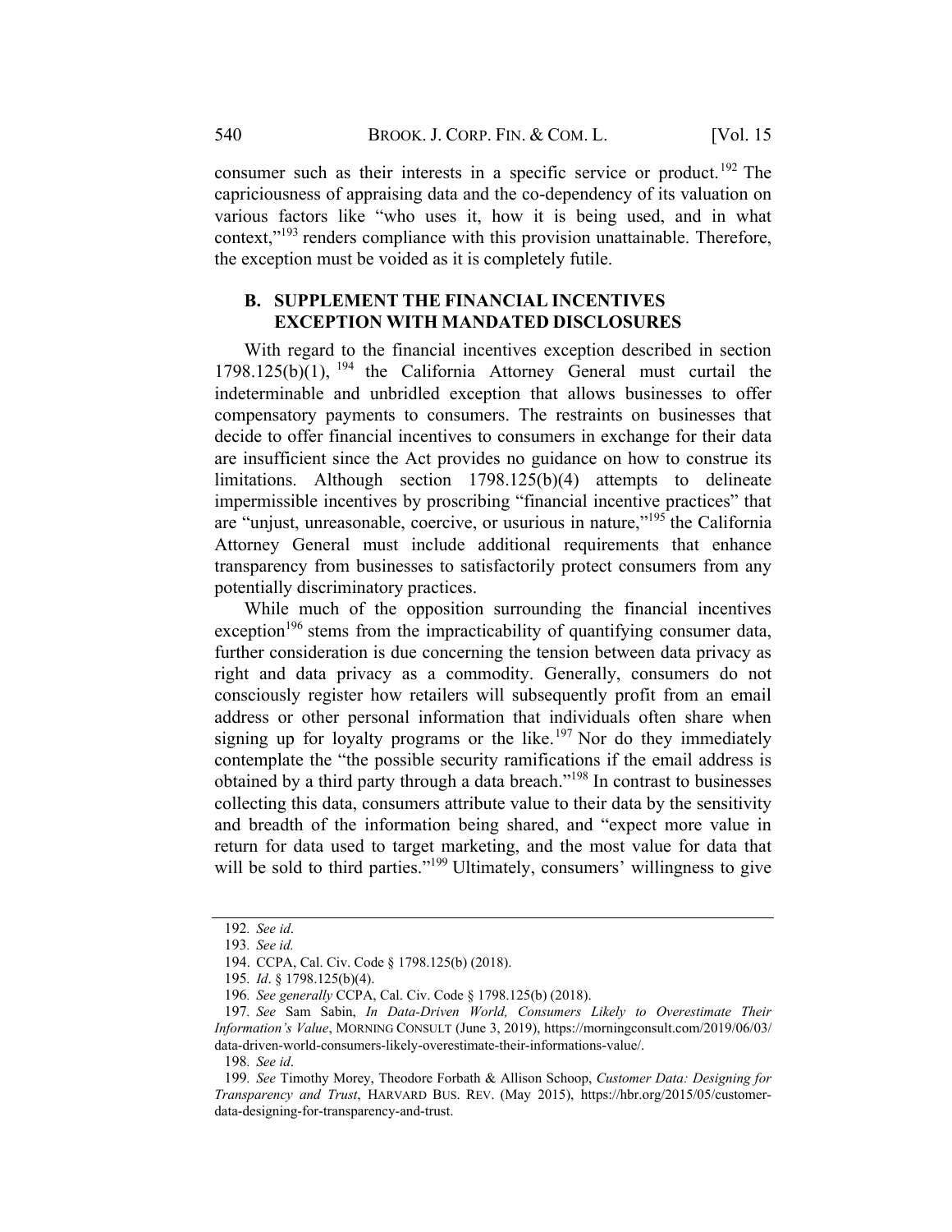consumer such as their interests in a specific service or product.[192] The capriciousness of appraising data and the co-dependency of its valuation on various factors like "who uses it, how it is being used, and in what context,"[193] renders compliance with this provision unattainable. Therefore, the exception must be voided as it is completely futile.

### B. SUPPLEMENT THE FINANCIAL INCENTIVES EXCEPTION WITH MANDATED DISCLOSURES

With regard to the financial incentives exception described in section 1798.125(b)(1), [194] the California Attorney General must curtail the indeterminable and unbridled exception that allows businesses to offer compensatory payments to consumers. The restraints on businesses that decide to offer financial incentives to consumers in exchange for their data are insufficient since the Act provides no guidance on how to construe its limitations. Although section 1798.125(b)(4) attempts to delineate impermissible incentives by proscribing "financial incentive practices" that are "unjust, unreasonable, coercive, or usurious in nature,"[195] the California Attorney General must include additional requirements that enhance transparency from businesses to satisfactorily protect consumers from any potentially discriminatory practices.

While much of the opposition surrounding the financial incentives exception[196] stems from the impracticability of quantifying consumer data, further consideration is due concerning the tension between data privacy as right and data privacy as a commodity. Generally, consumers do not consciously register how retailers will subsequently profit from an email address or other personal information that individuals often share when signing up for loyalty programs or the like.[197] Nor do they immediately contemplate the "the possible security ramifications if the email address is obtained by a third party through a data breach."[198] In contrast to businesses collecting this data, consumers attribute value to their data by the sensitivity and breadth of the information being shared, and "expect more value in return for data used to target marketing, and the most value for data that will be sold to third parties."[199] Ultimately, consumers' willingness to give

---

192. *See id*.

193. *See id.*

194. CCPA, Cal. Civ. Code § 1798.125(b) (2018).

195. *Id*. § 1798.125(b)(4).

196. *See generally* CCPA, Cal. Civ. Code § 1798.125(b) (2018).

197. *See* Sam Sabin, *In Data-Driven World, Consumers Likely to Overestimate Their Information's Value*, MORNING CONSULT (June 3, 2019), https://morningconsult.com/2019/06/03/data-driven-world-consumers-likely-overestimate-their-informations-value/.

198. *See id*.

199. *See* Timothy Morey, Theodore Forbath & Allison Schoop, *Customer Data: Designing for Transparency and Trust*, HARVARD BUS. REV. (May 2015), https://hbr.org/2015/05/customer-data-designing-for-transparency-and-trust.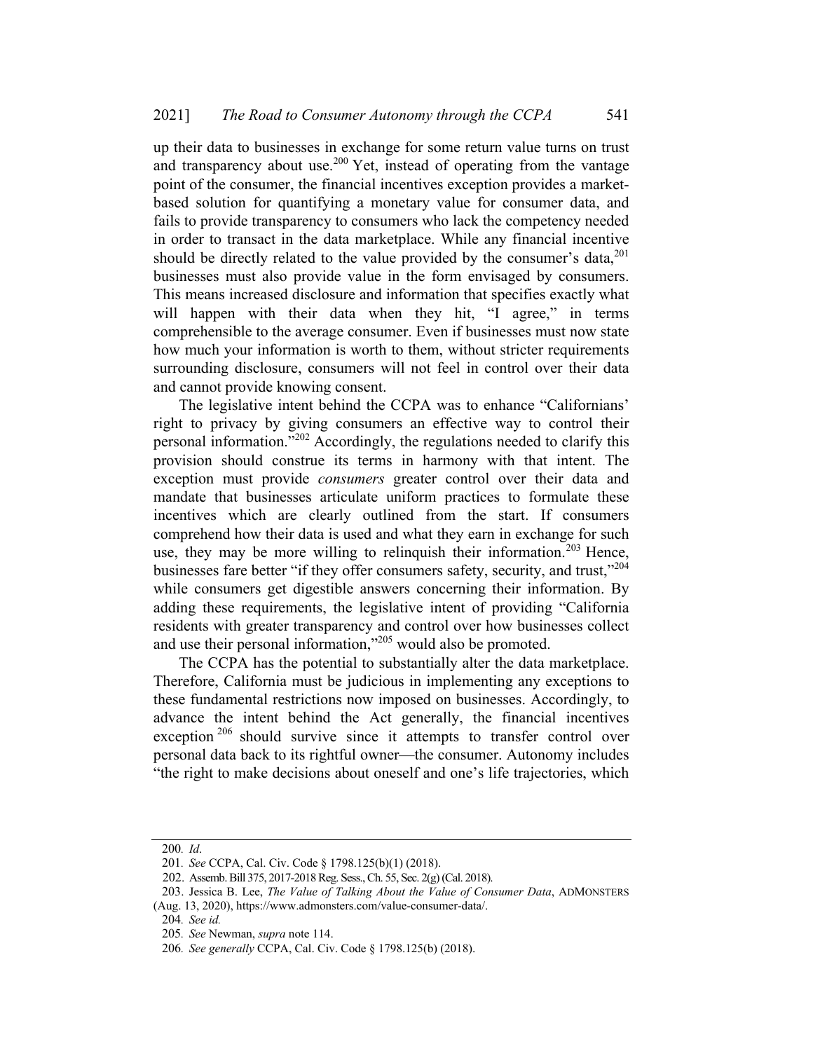up their data to businesses in exchange for some return value turns on trust and transparency about use.[200] Yet, instead of operating from the vantage point of the consumer, the financial incentives exception provides a market-based solution for quantifying a monetary value for consumer data, and fails to provide transparency to consumers who lack the competency needed in order to transact in the data marketplace. While any financial incentive should be directly related to the value provided by the consumer's data,[201] businesses must also provide value in the form envisaged by consumers. This means increased disclosure and information that specifies exactly what will happen with their data when they hit, "I agree," in terms comprehensible to the average consumer. Even if businesses must now state how much your information is worth to them, without stricter requirements surrounding disclosure, consumers will not feel in control over their data and cannot provide knowing consent.

The legislative intent behind the CCPA was to enhance "Californians' right to privacy by giving consumers an effective way to control their personal information."[202] Accordingly, the regulations needed to clarify this provision should construe its terms in harmony with that intent. The exception must provide *consumers* greater control over their data and mandate that businesses articulate uniform practices to formulate these incentives which are clearly outlined from the start. If consumers comprehend how their data is used and what they earn in exchange for such use, they may be more willing to relinquish their information.[203] Hence, businesses fare better "if they offer consumers safety, security, and trust,"[204] while consumers get digestible answers concerning their information. By adding these requirements, the legislative intent of providing "California residents with greater transparency and control over how businesses collect and use their personal information,"[205] would also be promoted.

The CCPA has the potential to substantially alter the data marketplace. Therefore, California must be judicious in implementing any exceptions to these fundamental restrictions now imposed on businesses. Accordingly, to advance the intent behind the Act generally, the financial incentives exception[206] should survive since it attempts to transfer control over personal data back to its rightful owner—the consumer. Autonomy includes "the right to make decisions about oneself and one's life trajectories, which

---

200. *Id*.

201. *See* CCPA, Cal. Civ. Code § 1798.125(b)(1) (2018).

202. Assemb. Bill 375, 2017-2018 Reg. Sess., Ch. 55, Sec. 2(g) (Cal. 2018).

203. Jessica B. Lee, *The Value of Talking About the Value of Consumer Data*, ADMONSTERS (Aug. 13, 2020), https://www.admonsters.com/value-consumer-data/.

204. *See id.*

205. *See* Newman, *supra* note 114.

206. *See generally* CCPA, Cal. Civ. Code § 1798.125(b) (2018).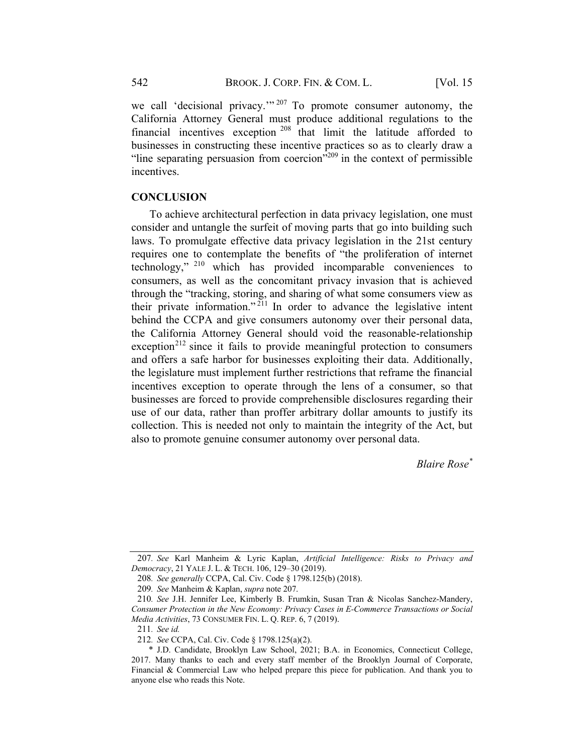we call 'decisional privacy.'"[207] To promote consumer autonomy, the California Attorney General must produce additional regulations to the financial incentives exception[208] that limit the latitude afforded to businesses in constructing these incentive practices so as to clearly draw a "line separating persuasion from coercion"[209] in the context of permissible incentives.

## CONCLUSION

To achieve architectural perfection in data privacy legislation, one must consider and untangle the surfeit of moving parts that go into building such laws. To promulgate effective data privacy legislation in the 21st century requires one to contemplate the benefits of "the proliferation of internet technology,"[210] which has provided incomparable conveniences to consumers, as well as the concomitant privacy invasion that is achieved through the "tracking, storing, and sharing of what some consumers view as their private information."[211] In order to advance the legislative intent behind the CCPA and give consumers autonomy over their personal data, the California Attorney General should void the reasonable-relationship exception[212] since it fails to provide meaningful protection to consumers and offers a safe harbor for businesses exploiting their data. Additionally, the legislature must implement further restrictions that reframe the financial incentives exception to operate through the lens of a consumer, so that businesses are forced to provide comprehensible disclosures regarding their use of our data, rather than proffer arbitrary dollar amounts to justify its collection. This is needed not only to maintain the integrity of the Act, but also to promote genuine consumer autonomy over personal data.

*Blaire Rose*[*]

---

207. *See* Karl Manheim & Lyric Kaplan, *Artificial Intelligence: Risks to Privacy and Democracy*, 21 YALE J. L. & TECH. 106, 129–30 (2019).

208. *See generally* CCPA, Cal. Civ. Code § 1798.125(b) (2018).

209. *See* Manheim & Kaplan, *supra* note 207.

210. *See* J.H. Jennifer Lee, Kimberly B. Frumkin, Susan Tran & Nicolas Sanchez-Mandery, *Consumer Protection in the New Economy: Privacy Cases in E-Commerce Transactions or Social Media Activities*, 73 CONSUMER FIN. L. Q. REP. 6, 7 (2019).

211. *See id.*

212. *See* CCPA, Cal. Civ. Code § 1798.125(a)(2).

\* J.D. Candidate, Brooklyn Law School, 2021; B.A. in Economics, Connecticut College, 2017. Many thanks to each and every staff member of the Brooklyn Journal of Corporate, Financial & Commercial Law who helped prepare this piece for publication. And thank you to anyone else who reads this Note.